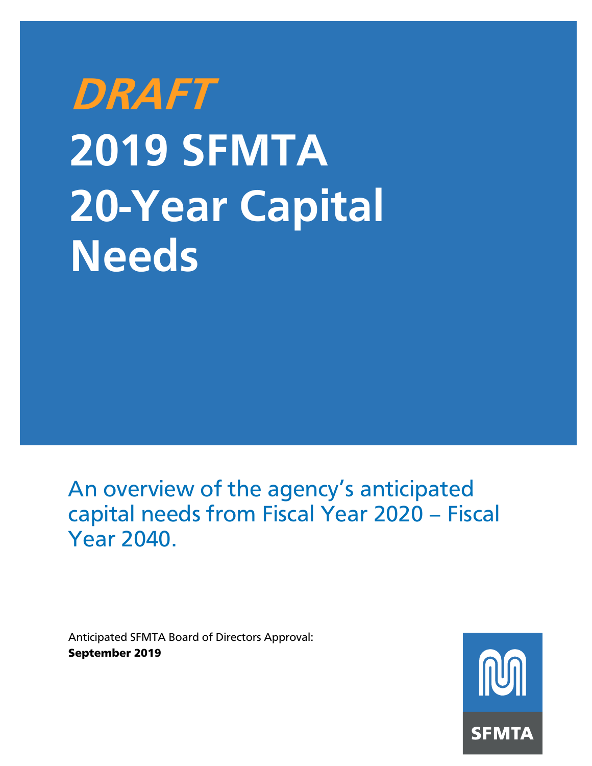*DRAFT*

# 2019 SFMTA 20-Year Capital Needs

An overview of the agency's anticipated capital needs from Fiscal Year 2020 – Fiscal Year 2040.

Anticipated SFMTA Board of Directors Approval:
**September 2019**

SFMTA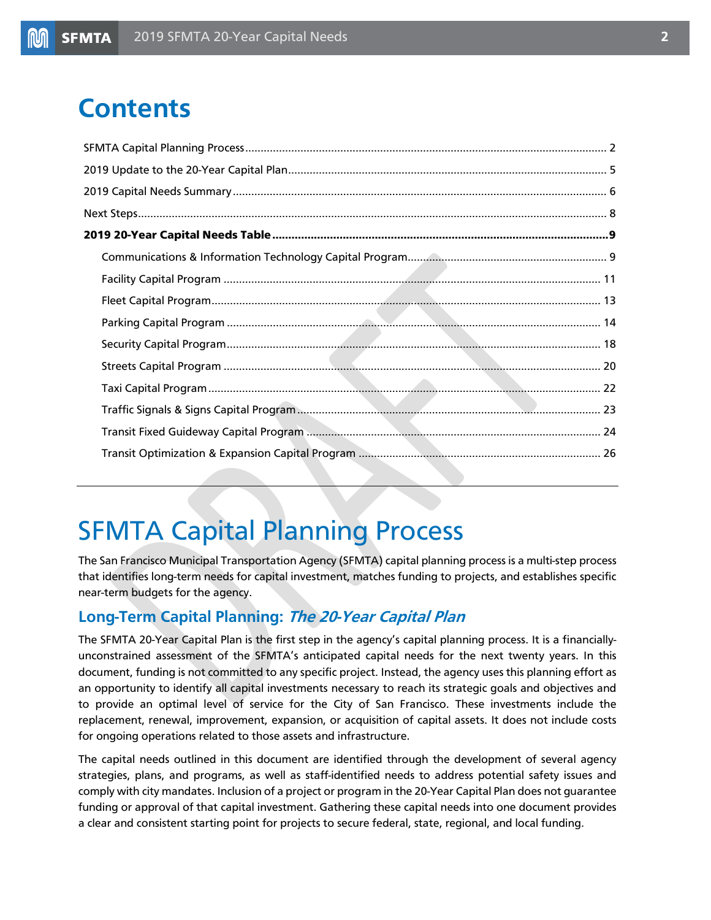# Contents

- SFMTA Capital Planning Process ..... 2
- 2019 Update to the 20-Year Capital Plan ..... 5
- 2019 Capital Needs Summary ..... 6
- Next Steps ..... 8
- **2019 20-Year Capital Needs Table ..... 9**
  - Communications & Information Technology Capital Program ..... 9
  - Facility Capital Program ..... 11
  - Fleet Capital Program ..... 13
  - Parking Capital Program ..... 14
  - Security Capital Program ..... 18
  - Streets Capital Program ..... 20
  - Taxi Capital Program ..... 22
  - Traffic Signals & Signs Capital Program ..... 23
  - Transit Fixed Guideway Capital Program ..... 24
  - Transit Optimization & Expansion Capital Program ..... 26

# SFMTA Capital Planning Process

The San Francisco Municipal Transportation Agency (SFMTA) capital planning process is a multi-step process that identifies long-term needs for capital investment, matches funding to projects, and establishes specific near-term budgets for the agency.

## Long-Term Capital Planning: *The 20-Year Capital Plan*

The SFMTA 20-Year Capital Plan is the first step in the agency's capital planning process. It is a financially-unconstrained assessment of the SFMTA's anticipated capital needs for the next twenty years. In this document, funding is not committed to any specific project. Instead, the agency uses this planning effort as an opportunity to identify all capital investments necessary to reach its strategic goals and objectives and to provide an optimal level of service for the City of San Francisco. These investments include the replacement, renewal, improvement, expansion, or acquisition of capital assets. It does not include costs for ongoing operations related to those assets and infrastructure.

The capital needs outlined in this document are identified through the development of several agency strategies, plans, and programs, as well as staff-identified needs to address potential safety issues and comply with city mandates. Inclusion of a project or program in the 20-Year Capital Plan does not guarantee funding or approval of that capital investment. Gathering these capital needs into one document provides a clear and consistent starting point for projects to secure federal, state, regional, and local funding.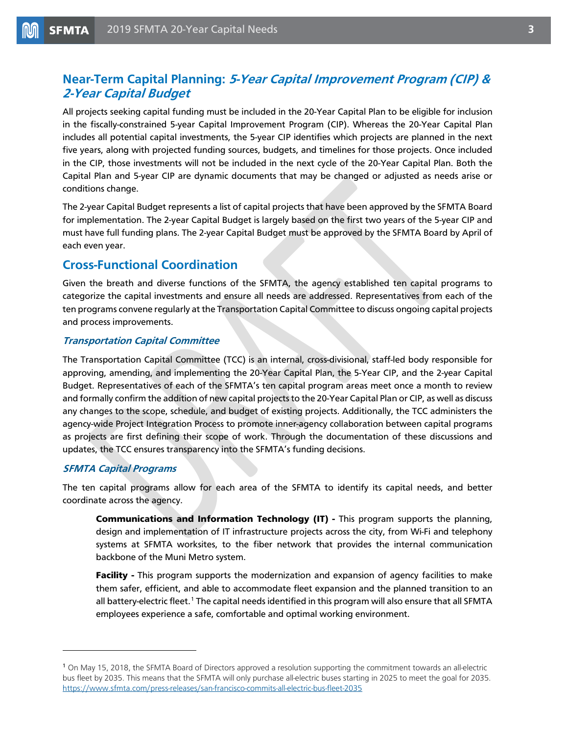## Near-Term Capital Planning: *5-Year Capital Improvement Program (CIP) & 2-Year Capital Budget*

All projects seeking capital funding must be included in the 20-Year Capital Plan to be eligible for inclusion in the fiscally-constrained 5-year Capital Improvement Program (CIP). Whereas the 20-Year Capital Plan includes all potential capital investments, the 5-year CIP identifies which projects are planned in the next five years, along with projected funding sources, budgets, and timelines for those projects. Once included in the CIP, those investments will not be included in the next cycle of the 20-Year Capital Plan. Both the Capital Plan and 5-year CIP are dynamic documents that may be changed or adjusted as needs arise or conditions change.

The 2-year Capital Budget represents a list of capital projects that have been approved by the SFMTA Board for implementation. The 2-year Capital Budget is largely based on the first two years of the 5-year CIP and must have full funding plans. The 2-year Capital Budget must be approved by the SFMTA Board by April of each even year.

## Cross-Functional Coordination

Given the breath and diverse functions of the SFMTA, the agency established ten capital programs to categorize the capital investments and ensure all needs are addressed. Representatives from each of the ten programs convene regularly at the Transportation Capital Committee to discuss ongoing capital projects and process improvements.

### *Transportation Capital Committee*

The Transportation Capital Committee (TCC) is an internal, cross-divisional, staff-led body responsible for approving, amending, and implementing the 20-Year Capital Plan, the 5-Year CIP, and the 2-year Capital Budget. Representatives of each of the SFMTA's ten capital program areas meet once a month to review and formally confirm the addition of new capital projects to the 20-Year Capital Plan or CIP, as well as discuss any changes to the scope, schedule, and budget of existing projects. Additionally, the TCC administers the agency-wide Project Integration Process to promote inner-agency collaboration between capital programs as projects are first defining their scope of work. Through the documentation of these discussions and updates, the TCC ensures transparency into the SFMTA's funding decisions.

### *SFMTA Capital Programs*

The ten capital programs allow for each area of the SFMTA to identify its capital needs, and better coordinate across the agency.

> **Communications and Information Technology (IT) -** This program supports the planning, design and implementation of IT infrastructure projects across the city, from Wi-Fi and telephony systems at SFMTA worksites, to the fiber network that provides the internal communication backbone of the Muni Metro system.
>
> **Facility -** This program supports the modernization and expansion of agency facilities to make them safer, efficient, and able to accommodate fleet expansion and the planned transition to an all battery-electric fleet.[1] The capital needs identified in this program will also ensure that all SFMTA employees experience a safe, comfortable and optimal working environment.

---

[1] On May 15, 2018, the SFMTA Board of Directors approved a resolution supporting the commitment towards an all-electric bus fleet by 2035. This means that the SFMTA will only purchase all-electric buses starting in 2025 to meet the goal for 2035. https://www.sfmta.com/press-releases/san-francisco-commits-all-electric-bus-fleet-2035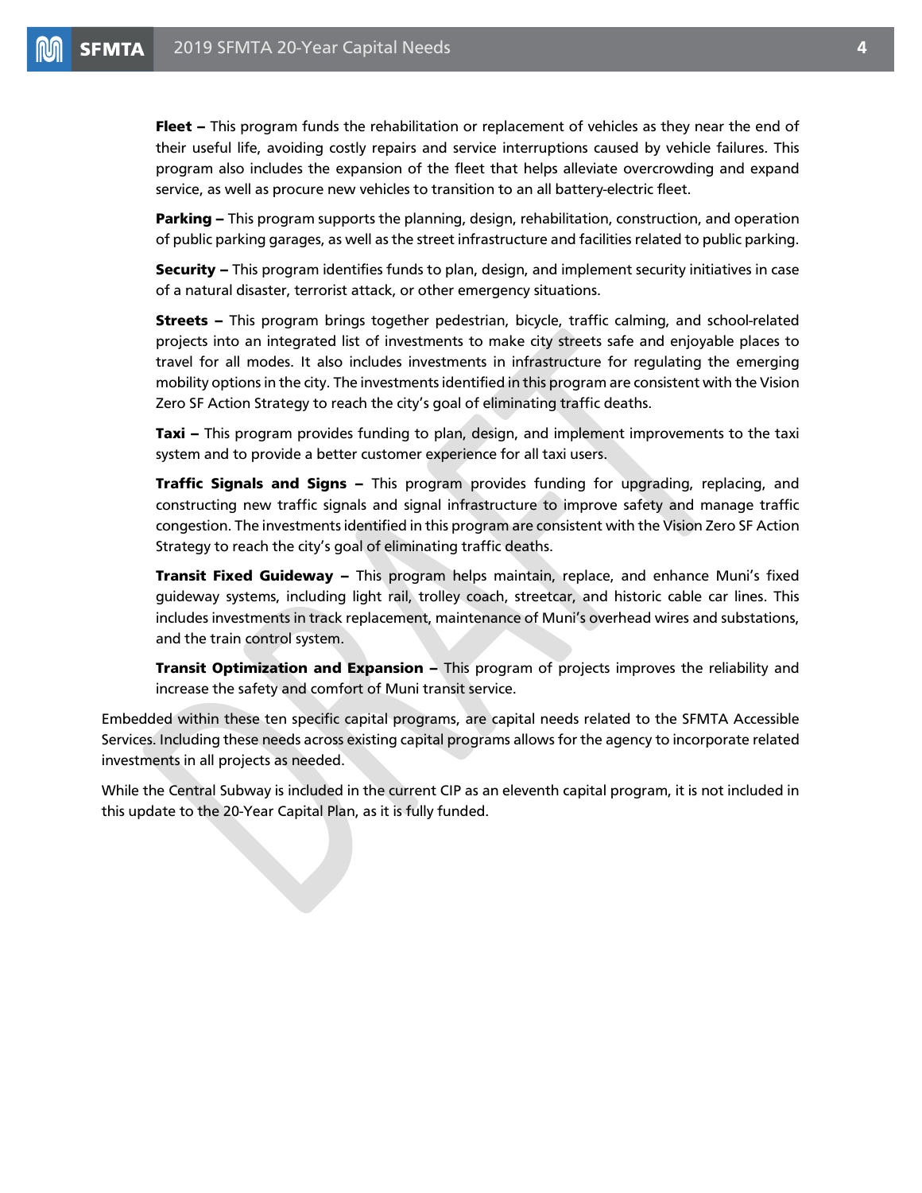**Fleet –** This program funds the rehabilitation or replacement of vehicles as they near the end of their useful life, avoiding costly repairs and service interruptions caused by vehicle failures. This program also includes the expansion of the fleet that helps alleviate overcrowding and expand service, as well as procure new vehicles to transition to an all battery-electric fleet.

**Parking –** This program supports the planning, design, rehabilitation, construction, and operation of public parking garages, as well as the street infrastructure and facilities related to public parking.

**Security –** This program identifies funds to plan, design, and implement security initiatives in case of a natural disaster, terrorist attack, or other emergency situations.

**Streets –** This program brings together pedestrian, bicycle, traffic calming, and school-related projects into an integrated list of investments to make city streets safe and enjoyable places to travel for all modes. It also includes investments in infrastructure for regulating the emerging mobility options in the city. The investments identified in this program are consistent with the Vision Zero SF Action Strategy to reach the city's goal of eliminating traffic deaths.

**Taxi –** This program provides funding to plan, design, and implement improvements to the taxi system and to provide a better customer experience for all taxi users.

**Traffic Signals and Signs –** This program provides funding for upgrading, replacing, and constructing new traffic signals and signal infrastructure to improve safety and manage traffic congestion. The investments identified in this program are consistent with the Vision Zero SF Action Strategy to reach the city's goal of eliminating traffic deaths.

**Transit Fixed Guideway –** This program helps maintain, replace, and enhance Muni's fixed guideway systems, including light rail, trolley coach, streetcar, and historic cable car lines. This includes investments in track replacement, maintenance of Muni's overhead wires and substations, and the train control system.

**Transit Optimization and Expansion –** This program of projects improves the reliability and increase the safety and comfort of Muni transit service.

Embedded within these ten specific capital programs, are capital needs related to the SFMTA Accessible Services. Including these needs across existing capital programs allows for the agency to incorporate related investments in all projects as needed.

While the Central Subway is included in the current CIP as an eleventh capital program, it is not included in this update to the 20-Year Capital Plan, as it is fully funded.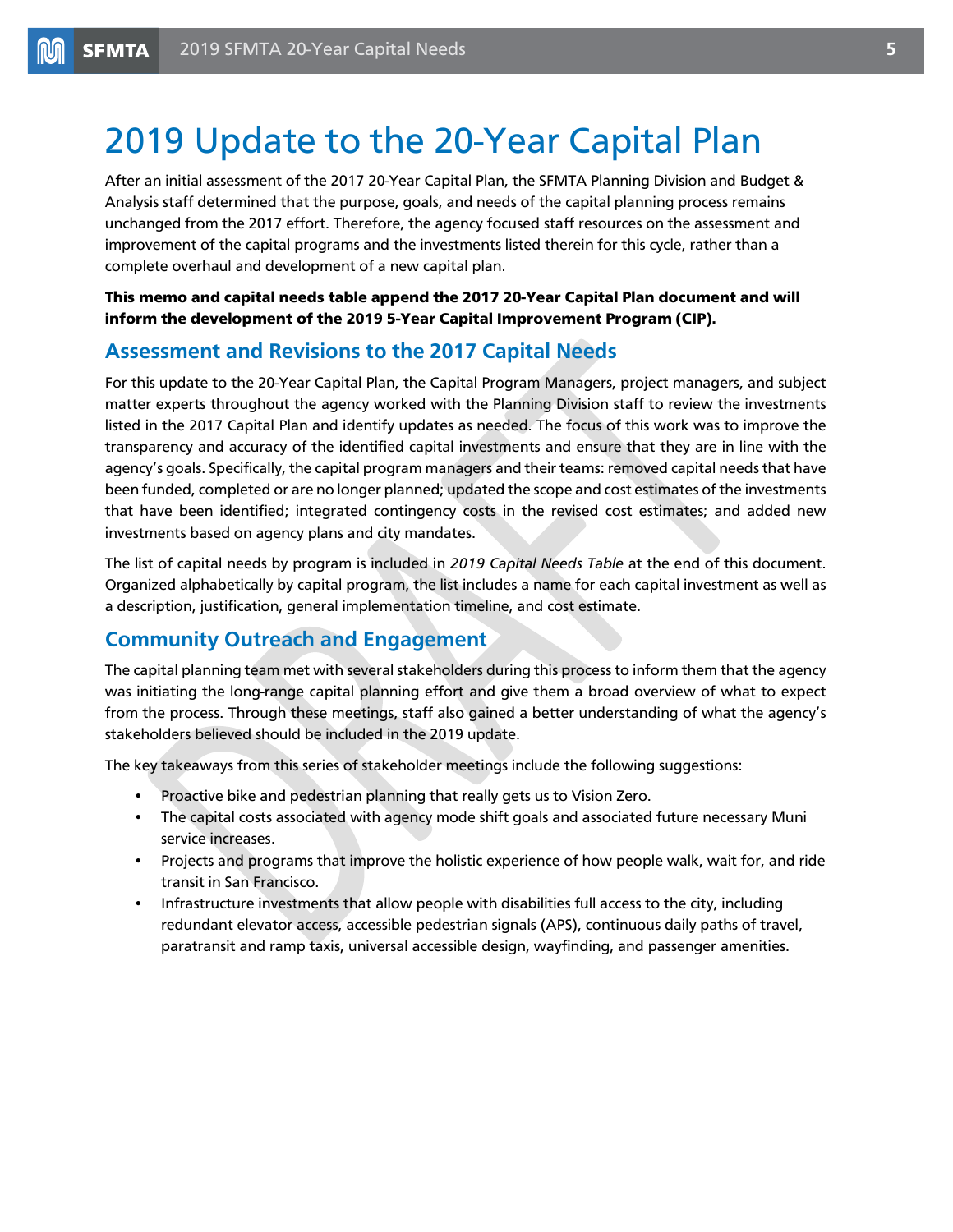# 2019 Update to the 20-Year Capital Plan

After an initial assessment of the 2017 20-Year Capital Plan, the SFMTA Planning Division and Budget & Analysis staff determined that the purpose, goals, and needs of the capital planning process remains unchanged from the 2017 effort. Therefore, the agency focused staff resources on the assessment and improvement of the capital programs and the investments listed therein for this cycle, rather than a complete overhaul and development of a new capital plan.

**This memo and capital needs table append the 2017 20-Year Capital Plan document and will inform the development of the 2019 5-Year Capital Improvement Program (CIP).**

## Assessment and Revisions to the 2017 Capital Needs

For this update to the 20-Year Capital Plan, the Capital Program Managers, project managers, and subject matter experts throughout the agency worked with the Planning Division staff to review the investments listed in the 2017 Capital Plan and identify updates as needed. The focus of this work was to improve the transparency and accuracy of the identified capital investments and ensure that they are in line with the agency's goals. Specifically, the capital program managers and their teams: removed capital needs that have been funded, completed or are no longer planned; updated the scope and cost estimates of the investments that have been identified; integrated contingency costs in the revised cost estimates; and added new investments based on agency plans and city mandates.

The list of capital needs by program is included in *2019 Capital Needs Table* at the end of this document. Organized alphabetically by capital program, the list includes a name for each capital investment as well as a description, justification, general implementation timeline, and cost estimate.

## Community Outreach and Engagement

The capital planning team met with several stakeholders during this process to inform them that the agency was initiating the long-range capital planning effort and give them a broad overview of what to expect from the process. Through these meetings, staff also gained a better understanding of what the agency's stakeholders believed should be included in the 2019 update.

The key takeaways from this series of stakeholder meetings include the following suggestions:

- Proactive bike and pedestrian planning that really gets us to Vision Zero.
- The capital costs associated with agency mode shift goals and associated future necessary Muni service increases.
- Projects and programs that improve the holistic experience of how people walk, wait for, and ride transit in San Francisco.
- Infrastructure investments that allow people with disabilities full access to the city, including redundant elevator access, accessible pedestrian signals (APS), continuous daily paths of travel, paratransit and ramp taxis, universal accessible design, wayfinding, and passenger amenities.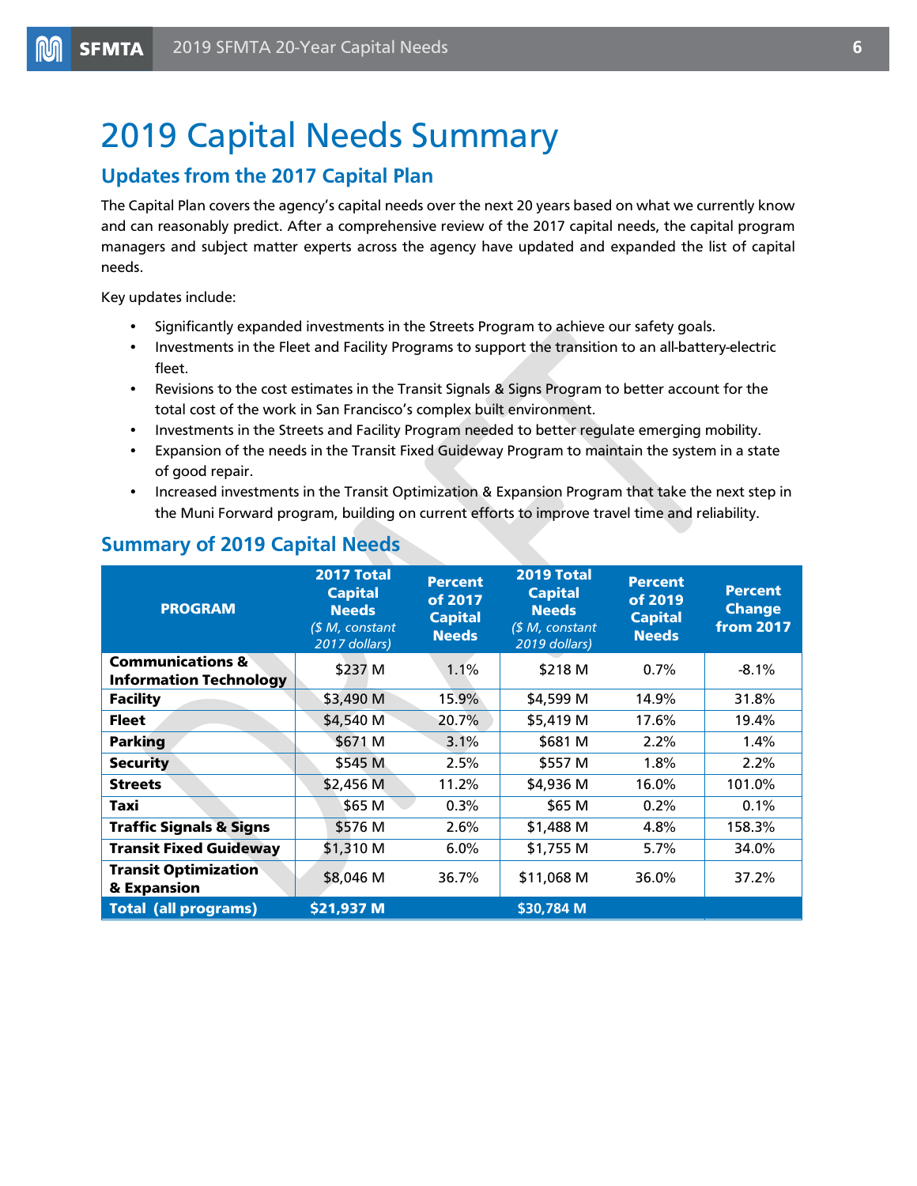# 2019 Capital Needs Summary

## Updates from the 2017 Capital Plan

The Capital Plan covers the agency's capital needs over the next 20 years based on what we currently know and can reasonably predict. After a comprehensive review of the 2017 capital needs, the capital program managers and subject matter experts across the agency have updated and expanded the list of capital needs.

Key updates include:

- Significantly expanded investments in the Streets Program to achieve our safety goals.
- Investments in the Fleet and Facility Programs to support the transition to an all-battery-electric fleet.
- Revisions to the cost estimates in the Transit Signals & Signs Program to better account for the total cost of the work in San Francisco's complex built environment.
- Investments in the Streets and Facility Program needed to better regulate emerging mobility.
- Expansion of the needs in the Transit Fixed Guideway Program to maintain the system in a state of good repair.
- Increased investments in the Transit Optimization & Expansion Program that take the next step in the Muni Forward program, building on current efforts to improve travel time and reliability.

## Summary of 2019 Capital Needs

| PROGRAM | 2017 Total Capital Needs *($ M, constant 2017 dollars)* | Percent of 2017 Capital Needs | 2019 Total Capital Needs *($ M, constant 2019 dollars)* | Percent of 2019 Capital Needs | Percent Change from 2017 |
|---|---|---|---|---|---|
| **Communications & Information Technology** | $237 M | 1.1% | $218 M | 0.7% | -8.1% |
| **Facility** | $3,490 M | 15.9% | $4,599 M | 14.9% | 31.8% |
| **Fleet** | $4,540 M | 20.7% | $5,419 M | 17.6% | 19.4% |
| **Parking** | $671 M | 3.1% | $681 M | 2.2% | 1.4% |
| **Security** | $545 M | 2.5% | $557 M | 1.8% | 2.2% |
| **Streets** | $2,456 M | 11.2% | $4,936 M | 16.0% | 101.0% |
| **Taxi** | $65 M | 0.3% | $65 M | 0.2% | 0.1% |
| **Traffic Signals & Signs** | $576 M | 2.6% | $1,488 M | 4.8% | 158.3% |
| **Transit Fixed Guideway** | $1,310 M | 6.0% | $1,755 M | 5.7% | 34.0% |
| **Transit Optimization & Expansion** | $8,046 M | 36.7% | $11,068 M | 36.0% | 37.2% |
| **Total (all programs)** | **$21,937 M** | | **$30,784 M** | | |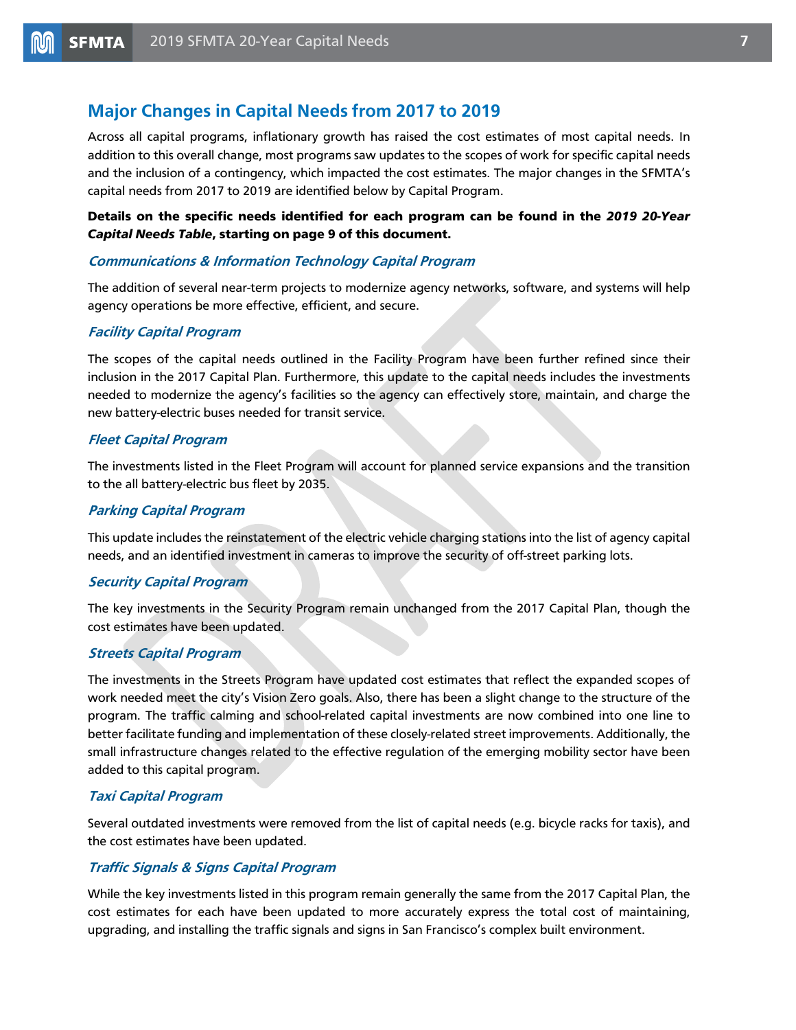## Major Changes in Capital Needs from 2017 to 2019

Across all capital programs, inflationary growth has raised the cost estimates of most capital needs. In addition to this overall change, most programs saw updates to the scopes of work for specific capital needs and the inclusion of a contingency, which impacted the cost estimates. The major changes in the SFMTA's capital needs from 2017 to 2019 are identified below by Capital Program.

**Details on the specific needs identified for each program can be found in the *2019 20-Year Capital Needs Table*, starting on page 9 of this document.**

### *Communications & Information Technology Capital Program*

The addition of several near-term projects to modernize agency networks, software, and systems will help agency operations be more effective, efficient, and secure.

### *Facility Capital Program*

The scopes of the capital needs outlined in the Facility Program have been further refined since their inclusion in the 2017 Capital Plan. Furthermore, this update to the capital needs includes the investments needed to modernize the agency's facilities so the agency can effectively store, maintain, and charge the new battery-electric buses needed for transit service.

### *Fleet Capital Program*

The investments listed in the Fleet Program will account for planned service expansions and the transition to the all battery-electric bus fleet by 2035.

### *Parking Capital Program*

This update includes the reinstatement of the electric vehicle charging stations into the list of agency capital needs, and an identified investment in cameras to improve the security of off-street parking lots.

### *Security Capital Program*

The key investments in the Security Program remain unchanged from the 2017 Capital Plan, though the cost estimates have been updated.

### *Streets Capital Program*

The investments in the Streets Program have updated cost estimates that reflect the expanded scopes of work needed meet the city's Vision Zero goals. Also, there has been a slight change to the structure of the program. The traffic calming and school-related capital investments are now combined into one line to better facilitate funding and implementation of these closely-related street improvements. Additionally, the small infrastructure changes related to the effective regulation of the emerging mobility sector have been added to this capital program.

### *Taxi Capital Program*

Several outdated investments were removed from the list of capital needs (e.g. bicycle racks for taxis), and the cost estimates have been updated.

### *Traffic Signals & Signs Capital Program*

While the key investments listed in this program remain generally the same from the 2017 Capital Plan, the cost estimates for each have been updated to more accurately express the total cost of maintaining, upgrading, and installing the traffic signals and signs in San Francisco's complex built environment.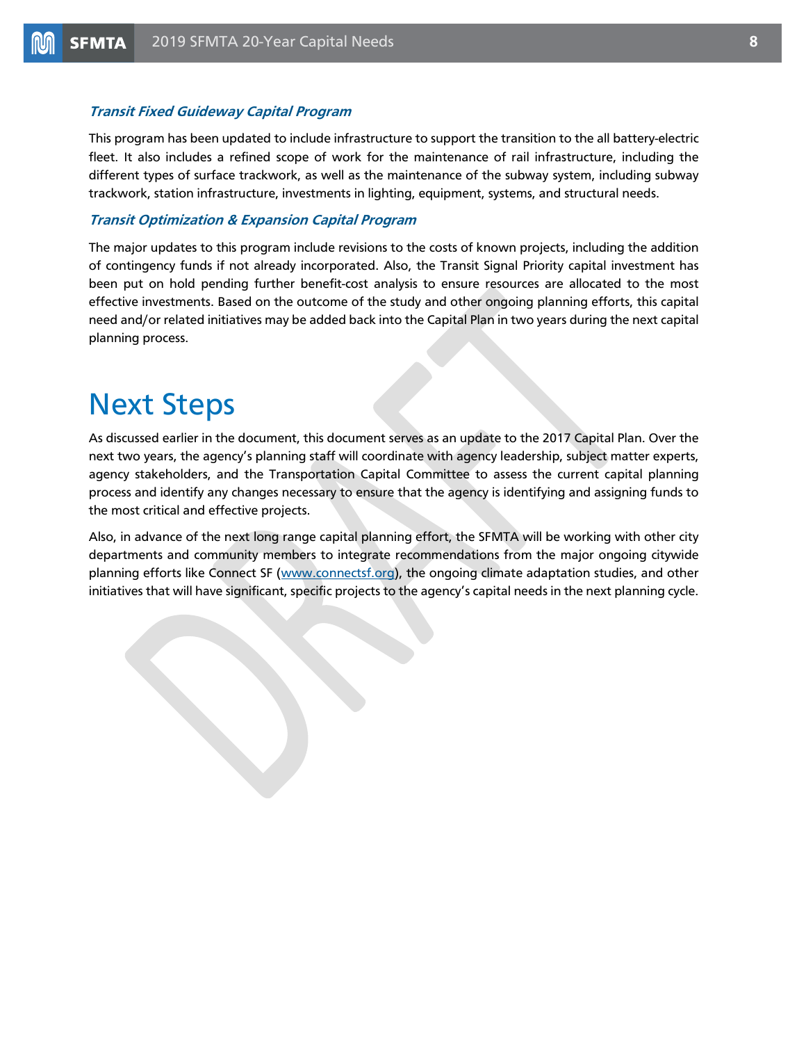### *Transit Fixed Guideway Capital Program*

This program has been updated to include infrastructure to support the transition to the all battery-electric fleet. It also includes a refined scope of work for the maintenance of rail infrastructure, including the different types of surface trackwork, as well as the maintenance of the subway system, including subway trackwork, station infrastructure, investments in lighting, equipment, systems, and structural needs.

### *Transit Optimization & Expansion Capital Program*

The major updates to this program include revisions to the costs of known projects, including the addition of contingency funds if not already incorporated. Also, the Transit Signal Priority capital investment has been put on hold pending further benefit-cost analysis to ensure resources are allocated to the most effective investments. Based on the outcome of the study and other ongoing planning efforts, this capital need and/or related initiatives may be added back into the Capital Plan in two years during the next capital planning process.

# Next Steps

As discussed earlier in the document, this document serves as an update to the 2017 Capital Plan. Over the next two years, the agency's planning staff will coordinate with agency leadership, subject matter experts, agency stakeholders, and the Transportation Capital Committee to assess the current capital planning process and identify any changes necessary to ensure that the agency is identifying and assigning funds to the most critical and effective projects.

Also, in advance of the next long range capital planning effort, the SFMTA will be working with other city departments and community members to integrate recommendations from the major ongoing citywide planning efforts like Connect SF ([www.connectsf.org](http://www.connectsf.org)), the ongoing climate adaptation studies, and other initiatives that will have significant, specific projects to the agency's capital needs in the next planning cycle.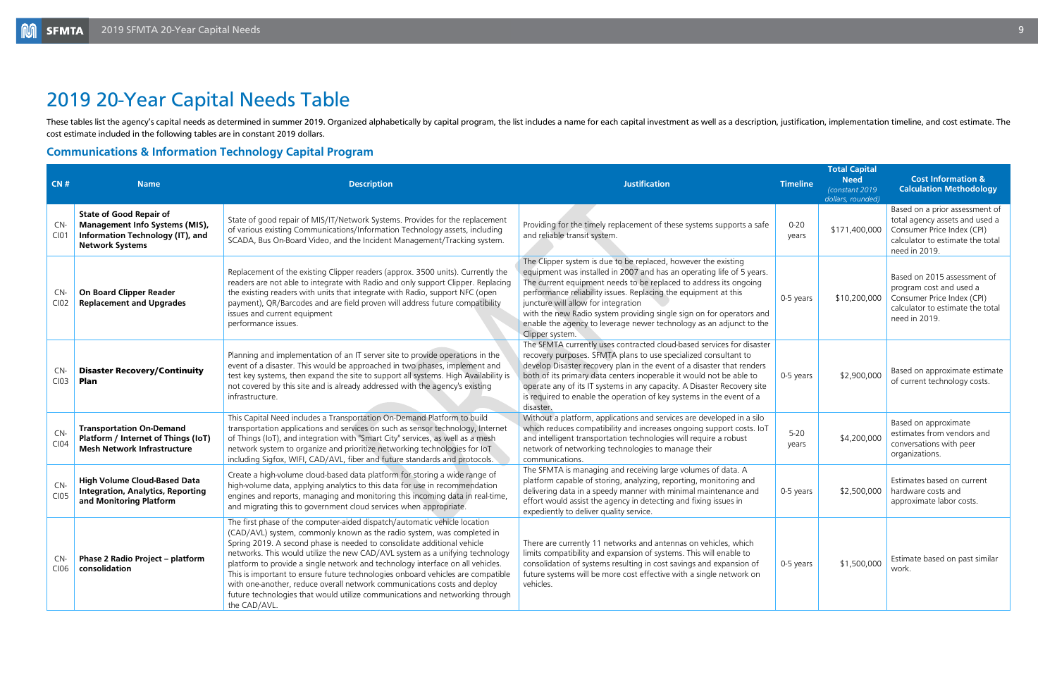# 2019 20-Year Capital Needs Table

These tables list the agency's capital needs as determined in summer 2019. Organized alphabetically by capital program, the list includes a name for each capital investment as well as a description, justification, implementation timeline, and cost estimate. The cost estimate included in the following tables are in constant 2019 dollars.

## Communications & Information Technology Capital Program

| CN # | Name | Description | Justification | Timeline | Total Capital Need *(constant 2019 dollars, rounded)* | Cost Information & Calculation Methodology |
|---|---|---|---|---|---|---|
| CN-CI01 | **State of Good Repair of Management Info Systems (MIS), Information Technology (IT), and Network Systems** | State of good repair of MIS/IT/Network Systems. Provides for the replacement of various existing Communications/Information Technology assets, including SCADA, Bus On-Board Video, and the Incident Management/Tracking system. | Providing for the timely replacement of these systems supports a safe and reliable transit system. | 0-20 years | $171,400,000 | Based on a prior assessment of total agency assets and used a Consumer Price Index (CPI) calculator to estimate the total need in 2019. |
| CN-CI02 | **On Board Clipper Reader Replacement and Upgrades** | Replacement of the existing Clipper readers (approx. 3500 units). Currently the readers are not able to integrate with Radio and only support Clipper. Replacing the existing readers with units that integrate with Radio, support NFC (open payment), QR/Barcodes and are field proven will address future compatibility issues and current equipment performance issues. | The Clipper system is due to be replaced, however the existing equipment was installed in 2007 and has an operating life of 5 years. The current equipment needs to be replaced to address its ongoing performance reliability issues. Replacing the equipment at this juncture will allow for integration with the new Radio system providing single sign on for operators and enable the agency to leverage newer technology as an adjunct to the Clipper system. | 0-5 years | $10,200,000 | Based on 2015 assessment of program cost and used a Consumer Price Index (CPI) calculator to estimate the total need in 2019. |
| CN-CI03 | **Disaster Recovery/Continuity Plan** | Planning and implementation of an IT server site to provide operations in the event of a disaster. This would be approached in two phases, implement and test key systems, then expand the site to support all systems. High Availability is not covered by this site and is already addressed with the agency's existing infrastructure. | The SFMTA currently uses contracted cloud-based services for disaster recovery purposes. SFMTA plans to use specialized consultant to develop Disaster recovery plan in the event of a disaster that renders both of its primary data centers inoperable it would not be able to operate any of its IT systems in any capacity. A Disaster Recovery site is required to enable the operation of key systems in the event of a disaster. | 0-5 years | $2,900,000 | Based on approximate estimate of current technology costs. |
| CN-CI04 | **Transportation On-Demand Platform / Internet of Things (IoT) Mesh Network Infrastructure** | This Capital Need includes a Transportation On-Demand Platform to build transportation applications and services on such as sensor technology, Internet of Things (IoT), and integration with "Smart City" services, as well as a mesh network system to organize and prioritize networking technologies for IoT including Sigfox, WIFI, CAD/AVL, fiber and future standards and protocols. | Without a platform, applications and services are developed in a silo which reduces compatibility and increases ongoing support costs. IoT and intelligent transportation technologies will require a robust network of networking technologies to manage their communications. | 5-20 years | $4,200,000 | Based on approximate estimates from vendors and conversations with peer organizations. |
| CN-CI05 | **High Volume Cloud-Based Data Integration, Analytics, Reporting and Monitoring Platform** | Create a high-volume cloud-based data platform for storing a wide range of high-volume data, applying analytics to this data for use in recommendation engines and reports, managing and monitoring this incoming data in real-time, and migrating this to government cloud services when appropriate. | The SFMTA is managing and receiving large volumes of data. A platform capable of storing, analyzing, reporting, monitoring and delivering data in a speedy manner with minimal maintenance and effort would assist the agency in detecting and fixing issues in expediently to deliver quality service. | 0-5 years | $2,500,000 | Estimates based on current hardware costs and approximate labor costs. |
| CN-CI06 | **Phase 2 Radio Project – platform consolidation** | The first phase of the computer-aided dispatch/automatic vehicle location (CAD/AVL) system, commonly known as the radio system, was completed in Spring 2019. A second phase is needed to consolidate additional vehicle networks. This would utilize the new CAD/AVL system as a unifying technology platform to provide a single network and technology interface on all vehicles. This is important to ensure future technologies onboard vehicles are compatible with one-another, reduce overall network communications costs and deploy future technologies that would utilize communications and networking through the CAD/AVL. | There are currently 11 networks and antennas on vehicles, which limits compatibility and expansion of systems. This will enable to consolidation of systems resulting in cost savings and expansion of future systems will be more cost effective with a single network on vehicles. | 0-5 years | $1,500,000 | Estimate based on past similar work. |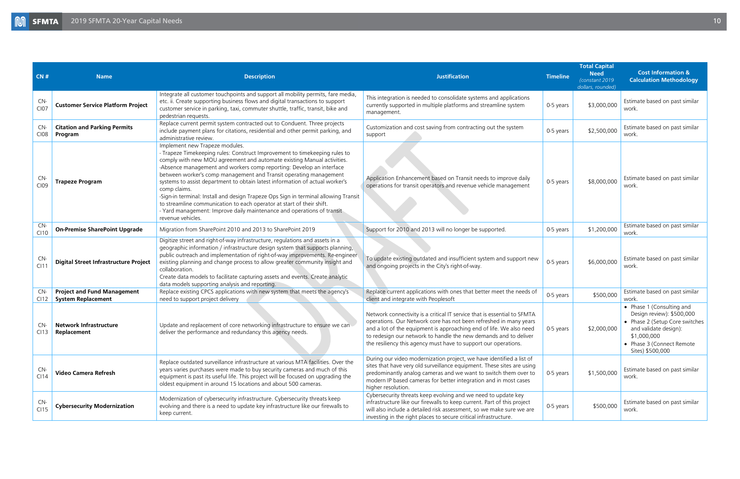| CN # | Name | Description | Justification | Timeline | Total Capital Need *(constant 2019 dollars, rounded)* | Cost Information & Calculation Methodology |
|---|---|---|---|---|---|---|
| CN-CI07 | **Customer Service Platform Project** | Integrate all customer touchpoints and support all mobility permits, fare media, etc. ii. Create supporting business flows and digital transactions to support customer service in parking, taxi, commuter shuttle, traffic, transit, bike and pedestrian requests. | This integration is needed to consolidate systems and applications currently supported in multiple platforms and streamline system management. | 0-5 years | $3,000,000 | Estimate based on past similar work. |
| CN-CI08 | **Citation and Parking Permits Program** | Replace current permit system contracted out to Conduent. Three projects include payment plans for citations, residential and other permit parking, and administrative review. | Customization and cost saving from contracting out the system support | 0-5 years | $2,500,000 | Estimate based on past similar work. |
| CN-CI09 | **Trapeze Program** | Implement new Trapeze modules.<br>- Trapeze Timekeeping rules: Construct Improvement to timekeeping rules to comply with new MOU agreement and automate existing Manual activities.<br>-Absence management and workers comp reporting: Develop an interface between worker's comp management and Transit operating management systems to assist department to obtain latest information of actual worker's comp claims.<br>-Sign-in terminal: Install and design Trapeze Ops Sign in terminal allowing Transit to streamline communication to each operator at start of their shift.<br>- Yard management: Improve daily maintenance and operations of transit revenue vehicles. | Application Enhancement based on Transit needs to improve daily operations for transit operators and revenue vehicle management | 0-5 years | $8,000,000 | Estimate based on past similar work. |
| CN-CI10 | **On-Premise SharePoint Upgrade** | Migration from SharePoint 2010 and 2013 to SharePoint 2019 | Support for 2010 and 2013 will no longer be supported. | 0-5 years | $1,200,000 | Estimate based on past similar work. |
| CN-CI11 | **Digital Street Infrastructure Project** | Digitize street and right-of-way infrastructure, regulations and assets in a geographic information / infrastructure design system that supports planning, public outreach and implementation of right-of-way improvements. Re-engineer existing planning and change process to allow greater community insight and collaboration.<br>Create data models to facilitate capturing assets and events. Create analytic data models supporting analysis and reporting. | To update existing outdated and insufficient system and support new and ongoing projects in the City's right-of-way. | 0-5 years | $6,000,000 | Estimate based on past similar work. |
| CN-CI12 | **Project and Fund Management System Replacement** | Replace existing CPCS applications with new system that meets the agency's need to support project delivery | Replace current applications with ones that better meet the needs of client and integrate with Peoplesoft | 0-5 years | $500,000 | Estimate based on past similar work. |
| CN-CI13 | **Network Infrastructure Replacement** | Update and replacement of core networking infrastructure to ensure we can deliver the performance and redundancy this agency needs. | Network connectivity is a critical IT service that is essential to SFMTA operations. Our Network core has not been refreshed in many years and a lot of the equipment is approaching end of life. We also need to redesign our network to handle the new demands and to deliver the resiliency this agency must have to support our operations. | 0-5 years | $2,000,000 | • Phase 1 (Consulting and Design review): $500,000<br>• Phase 2 (Setup Core switches and validate design): $1,000,000<br>• Phase 3 (Connect Remote Sites) $500,000 |
| CN-CI14 | **Video Camera Refresh** | Replace outdated surveillance infrastructure at various MTA facilities. Over the years varies purchases were made to buy security cameras and much of this equipment is past its useful life. This project will be focused on upgrading the oldest equipment in around 15 locations and about 500 cameras. | During our video modernization project, we have identified a list of sites that have very old surveillance equipment. These sites are using predominantly analog cameras and we want to switch them over to modern IP based cameras for better integration and in most cases higher resolution. | 0-5 years | $1,500,000 | Estimate based on past similar work. |
| CN-CI15 | **Cybersecurity Modernization** | Modernization of cybersecurity infrastructure. Cybersecurity threats keep evolving and there is a need to update key infrastructure like our firewalls to keep current. | Cybersecurity threats keep evolving and we need to update key infrastructure like our firewalls to keep current. Part of this project will also include a detailed risk assessment, so we make sure we are investing in the right places to secure critical infrastructure. | 0-5 years | $500,000 | Estimate based on past similar work. |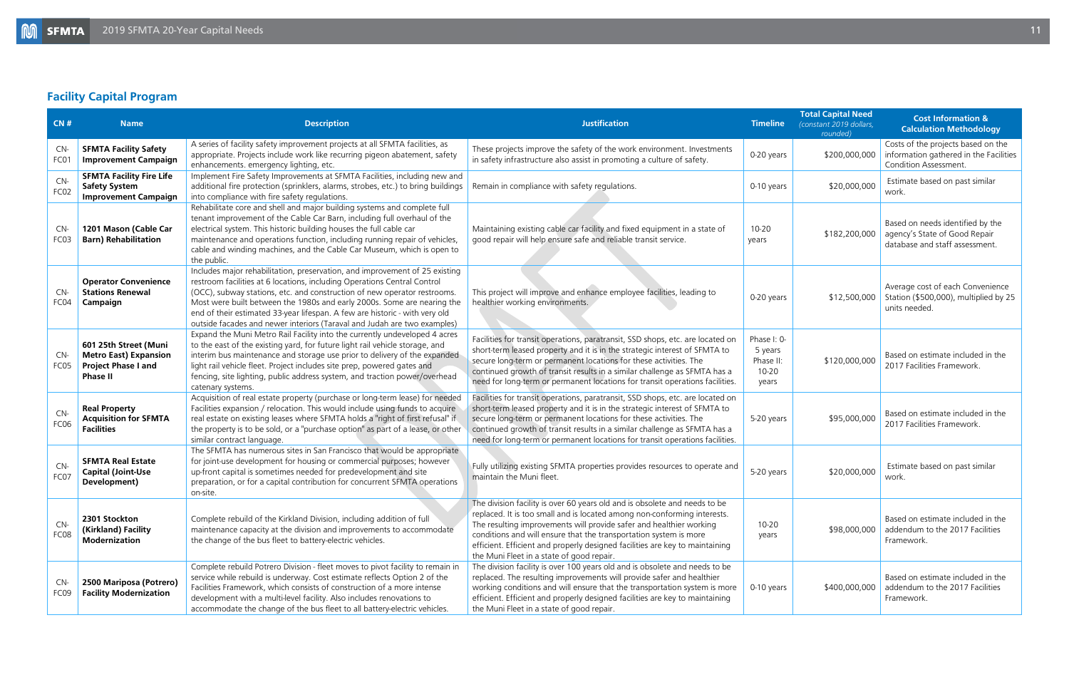## Facility Capital Program

| CN # | Name | Description | Justification | Timeline | Total Capital Need *(constant 2019 dollars, rounded)* | Cost Information & Calculation Methodology |
|---|---|---|---|---|---|---|
| CN-FC01 | **SFMTA Facility Safety Improvement Campaign** | A series of facility safety improvement projects at all SFMTA facilities, as appropriate. Projects include work like recurring pigeon abatement, safety enhancements. emergency lighting, etc. | These projects improve the safety of the work environment. Investments in safety infrastructure also assist in promoting a culture of safety. | 0-20 years | $200,000,000 | Costs of the projects based on the information gathered in the Facilities Condition Assessment. |
| CN-FC02 | **SFMTA Facility Fire Life Safety System Improvement Campaign** | Implement Fire Safety Improvements at SFMTA Facilities, including new and additional fire protection (sprinklers, alarms, strobes, etc.) to bring buildings into compliance with fire safety regulations. | Remain in compliance with safety regulations. | 0-10 years | $20,000,000 | Estimate based on past similar work. |
| CN-FC03 | **1201 Mason (Cable Car Barn) Rehabilitation** | Rehabilitate core and shell and major building systems and complete full tenant improvement of the Cable Car Barn, including full overhaul of the electrical system. This historic building houses the full cable car maintenance and operations function, including running repair of vehicles, cable and winding machines, and the Cable Car Museum, which is open to the public. | Maintaining existing cable car facility and fixed equipment in a state of good repair will help ensure safe and reliable transit service. | 10-20 years | $182,200,000 | Based on needs identified by the agency's State of Good Repair database and staff assessment. |
| CN-FC04 | **Operator Convenience Stations Renewal Campaign** | Includes major rehabilitation, preservation, and improvement of 25 existing restroom facilities at 6 locations, including Operations Central Control (OCC), subway stations, etc. and construction of new operator restrooms. Most were built between the 1980s and early 2000s. Some are nearing the end of their estimated 33-year lifespan. A few are historic - with very old outside facades and newer interiors (Taraval and Judah are two examples) | This project will improve and enhance employee facilities, leading to healthier working environments. | 0-20 years | $12,500,000 | Average cost of each Convenience Station ($500,000), multiplied by 25 units needed. |
| CN-FC05 | **601 25th Street (Muni Metro East) Expansion Project Phase I and Phase II** | Expand the Muni Metro Rail Facility into the currently undeveloped 4 acres to the east of the existing yard, for future light rail vehicle storage, and interim bus maintenance and storage use prior to delivery of the expanded light rail vehicle fleet. Project includes site prep, powered gates and fencing, site lighting, public address system, and traction power/overhead catenary systems. | Facilities for transit operations, paratransit, SSD shops, etc. are located on short-term leased property and it is in the strategic interest of SFMTA to secure long-term or permanent locations for these activities. The continued growth of transit results in a similar challenge as SFMTA has a need for long-term or permanent locations for transit operations facilities. | Phase I: 0-5 years Phase II: 10-20 years | $120,000,000 | Based on estimate included in the 2017 Facilities Framework. |
| CN-FC06 | **Real Property Acquisition for SFMTA Facilities** | Acquisition of real estate property (purchase or long-term lease) for needed Facilities expansion / relocation. This would include using funds to acquire real estate on existing leases where SFMTA holds a "right of first refusal" if the property is to be sold, or a "purchase option" as part of a lease, or other similar contract language. | Facilities for transit operations, paratransit, SSD shops, etc. are located on short-term leased property and it is in the strategic interest of SFMTA to secure long-term or permanent locations for these activities. The continued growth of transit results in a similar challenge as SFMTA has a need for long-term or permanent locations for transit operations facilities. | 5-20 years | $95,000,000 | Based on estimate included in the 2017 Facilities Framework. |
| CN-FC07 | **SFMTA Real Estate Capital (Joint-Use Development)** | The SFMTA has numerous sites in San Francisco that would be appropriate for joint-use development for housing or commercial purposes; however up-front capital is sometimes needed for predevelopment and site preparation, or for a capital contribution for concurrent SFMTA operations on-site. | Fully utilizing existing SFMTA properties provides resources to operate and maintain the Muni fleet. | 5-20 years | $20,000,000 | Estimate based on past similar work. |
| CN-FC08 | **2301 Stockton (Kirkland) Facility Modernization** | Complete rebuild of the Kirkland Division, including addition of full maintenance capacity at the division and improvements to accommodate the change of the bus fleet to battery-electric vehicles. | The division facility is over 60 years old and is obsolete and needs to be replaced. It is too small and is located among non-conforming interests. The resulting improvements will provide safer and healthier working conditions and will ensure that the transportation system is more efficient. Efficient and properly designed facilities are key to maintaining the Muni Fleet in a state of good repair. | 10-20 years | $98,000,000 | Based on estimate included in the addendum to the 2017 Facilities Framework. |
| CN-FC09 | **2500 Mariposa (Potrero) Facility Modernization** | Complete rebuild Potrero Division - fleet moves to pivot facility to remain in service while rebuild is underway. Cost estimate reflects Option 2 of the Facilities Framework, which consists of construction of a more intense development with a multi-level facility. Also includes renovations to accommodate the change of the bus fleet to all battery-electric vehicles. | The division facility is over 100 years old and is obsolete and needs to be replaced. The resulting improvements will provide safer and healthier working conditions and will ensure that the transportation system is more efficient. Efficient and properly designed facilities are key to maintaining the Muni Fleet in a state of good repair. | 0-10 years | $400,000,000 | Based on estimate included in the addendum to the 2017 Facilities Framework. |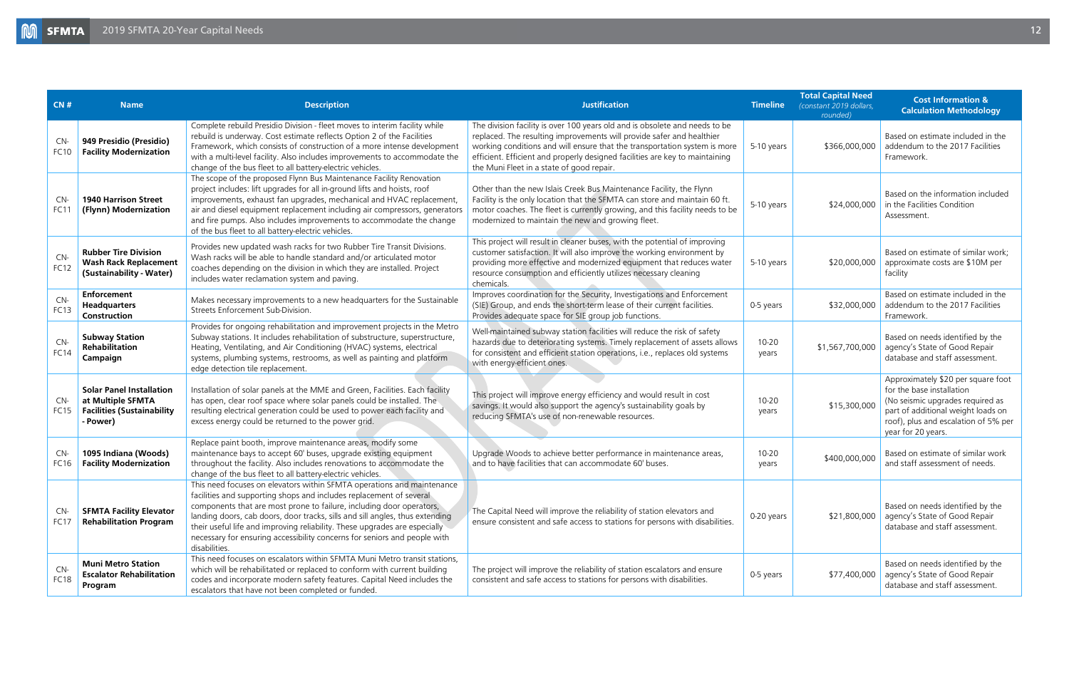| CN # | Name | Description | Justification | Timeline | Total Capital Need *(constant 2019 dollars, rounded)* | Cost Information & Calculation Methodology |
|---|---|---|---|---|---|---|
| CN-FC10 | **949 Presidio (Presidio) Facility Modernization** | Complete rebuild Presidio Division - fleet moves to interim facility while rebuild is underway. Cost estimate reflects Option 2 of the Facilities Framework, which consists of construction of a more intense development with a multi-level facility. Also includes improvements to accommodate the change of the bus fleet to all battery-electric vehicles. | The division facility is over 100 years old and is obsolete and needs to be replaced. The resulting improvements will provide safer and healthier working conditions and will ensure that the transportation system is more efficient. Efficient and properly designed facilities are key to maintaining the Muni Fleet in a state of good repair. | 5-10 years | $366,000,000 | Based on estimate included in the addendum to the 2017 Facilities Framework. |
| CN-FC11 | **1940 Harrison Street (Flynn) Modernization** | The scope of the proposed Flynn Bus Maintenance Facility Renovation project includes: lift upgrades for all in-ground lifts and hoists, roof improvements, exhaust fan upgrades, mechanical and HVAC replacement, air and diesel equipment replacement including air compressors, generators and fire pumps. Also includes improvements to accommodate the change of the bus fleet to all battery-electric vehicles. | Other than the new Islais Creek Bus Maintenance Facility, the Flynn Facility is the only location that the SFMTA can store and maintain 60 ft. motor coaches. The fleet is currently growing, and this facility needs to be modernized to maintain the new and growing fleet. | 5-10 years | $24,000,000 | Based on the information included in the Facilities Condition Assessment. |
| CN-FC12 | **Rubber Tire Division Wash Rack Replacement (Sustainability - Water)** | Provides new updated wash racks for two Rubber Tire Transit Divisions. Wash racks will be able to handle standard and/or articulated motor coaches depending on the division in which they are installed. Project includes water reclamation system and paving. | This project will result in cleaner buses, with the potential of improving customer satisfaction. It will also improve the working environment by providing more effective and modernized equipment that reduces water resource consumption and efficiently utilizes necessary cleaning chemicals. | 5-10 years | $20,000,000 | Based on estimate of similar work; approximate costs are $10M per facility |
| CN-FC13 | **Enforcement Headquarters Construction** | Makes necessary improvements to a new headquarters for the Sustainable Streets Enforcement Sub-Division. | Improves coordination for the Security, Investigations and Enforcement (SIE) Group, and ends the short-term lease of their current facilities. Provides adequate space for SIE group job functions. | 0-5 years | $32,000,000 | Based on estimate included in the addendum to the 2017 Facilities Framework. |
| CN-FC14 | **Subway Station Rehabilitation Campaign** | Provides for ongoing rehabilitation and improvement projects in the Metro Subway stations. It includes rehabilitation of substructure, superstructure, Heating, Ventilating, and Air Conditioning (HVAC) systems, electrical systems, plumbing systems, restrooms, as well as painting and platform edge detection tile replacement. | Well-maintained subway station facilities will reduce the risk of safety hazards due to deteriorating systems. Timely replacement of assets allows for consistent and efficient station operations, i.e., replaces old systems with energy-efficient ones. | 10-20 years | $1,567,700,000 | Based on needs identified by the agency's State of Good Repair database and staff assessment. |
| CN-FC15 | **Solar Panel Installation at Multiple SFMTA Facilities (Sustainability - Power)** | Installation of solar panels at the MME and Green, Facilities. Each facility has open, clear roof space where solar panels could be installed. The resulting electrical generation could be used to power each facility and excess energy could be returned to the power grid. | This project will improve energy efficiency and would result in cost savings. It would also support the agency's sustainability goals by reducing SFMTA's use of non-renewable resources. | 10-20 years | $15,300,000 | Approximately $20 per square foot for the base installation (No seismic upgrades required as part of additional weight loads on roof), plus and escalation of 5% per year for 20 years. |
| CN-FC16 | **1095 Indiana (Woods) Facility Modernization** | Replace paint booth, improve maintenance areas, modify some maintenance bays to accept 60' buses, upgrade existing equipment throughout the facility. Also includes renovations to accommodate the change of the bus fleet to all battery-electric vehicles. | Upgrade Woods to achieve better performance in maintenance areas, and to have facilities that can accommodate 60' buses. | 10-20 years | $400,000,000 | Based on estimate of similar work and staff assessment of needs. |
| CN-FC17 | **SFMTA Facility Elevator Rehabilitation Program** | This need focuses on elevators within SFMTA operations and maintenance facilities and supporting shops and includes replacement of several components that are most prone to failure, including door operators, landing doors, cab doors, door tracks, sills and sill angles, thus extending their useful life and improving reliability. These upgrades are especially necessary for ensuring accessibility concerns for seniors and people with disabilities. | The Capital Need will improve the reliability of station elevators and ensure consistent and safe access to stations for persons with disabilities. | 0-20 years | $21,800,000 | Based on needs identified by the agency's State of Good Repair database and staff assessment. |
| CN-FC18 | **Muni Metro Station Escalator Rehabilitation Program** | This need focuses on escalators within SFMTA Muni Metro transit stations, which will be rehabilitated or replaced to conform with current building codes and incorporate modern safety features. Capital Need includes the escalators that have not been completed or funded. | The project will improve the reliability of station escalators and ensure consistent and safe access to stations for persons with disabilities. | 0-5 years | $77,400,000 | Based on needs identified by the agency's State of Good Repair database and staff assessment. |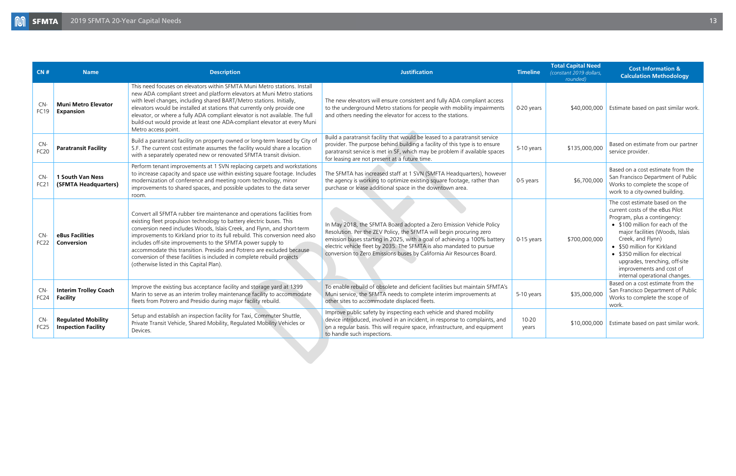| CN # | Name | Description | Justification | Timeline | Total Capital Need *(constant 2019 dollars, rounded)* | Cost Information & Calculation Methodology |
|---|---|---|---|---|---|---|
| CN-FC19 | **Muni Metro Elevator Expansion** | This need focuses on elevators within SFMTA Muni Metro stations. Install new ADA compliant street and platform elevators at Muni Metro stations with level changes, including shared BART/Metro stations. Initially, elevators would be installed at stations that currently only provide one elevator, or where a fully ADA compliant elevator is not available. The full build-out would provide at least one ADA-compliant elevator at every Muni Metro access point. | The new elevators will ensure consistent and fully ADA compliant access to the underground Metro stations for people with mobility impairments and others needing the elevator for access to the stations. | 0-20 years | $40,000,000 | Estimate based on past similar work. |
| CN-FC20 | **Paratransit Facility** | Build a paratransit facility on property owned or long-term leased by City of S.F. The current cost estimate assumes the facility would share a location with a separately operated new or renovated SFMTA transit division. | Build a paratransit facility that would be leased to a paratransit service provider. The purpose behind building a facility of this type is to ensure paratransit service is met in SF, which may be problem if available spaces for leasing are not present at a future time. | 5-10 years | $135,000,000 | Based on estimate from our partner service provider. |
| CN-FC21 | **1 South Van Ness (SFMTA Headquarters)** | Perform tenant improvements at 1 SVN replacing carpets and workstations to increase capacity and space use within existing square footage. Includes modernization of conference and meeting room technology, minor improvements to shared spaces, and possible updates to the data server room. | The SFMTA has increased staff at 1 SVN (SMFTA Headquarters), however the agency is working to optimize existing square footage, rather than purchase or lease additional space in the downtown area. | 0-5 years | $6,700,000 | Based on a cost estimate from the San Francisco Department of Public Works to complete the scope of work to a city-owned building. |
| CN-FC22 | **eBus Facilities Conversion** | Convert all SFMTA rubber tire maintenance and operations facilities from existing fleet propulsion technology to battery electric buses. This conversion need includes Woods, Islais Creek, and Flynn, and short-term improvements to Kirkland prior to its full rebuild. This conversion need also includes off-site improvements to the SFMTA power supply to accommodate this transition. Presidio and Potrero are excluded because conversion of these facilities is included in complete rebuild projects (otherwise listed in this Capital Plan). | In May 2018, the SFMTA Board adopted a Zero Emission Vehicle Policy Resolution. Per the ZEV Policy, the SFMTA will begin procuring zero emission buses starting in 2025, with a goal of achieving a 100% battery electric vehicle fleet by 2035. The SFMTA is also mandated to pursue conversion to Zero Emissions buses by California Air Resources Board. | 0-15 years | $700,000,000 | The cost estimate based on the current costs of the eBus Pilot Program, plus a contingency:<br>• $100 million for each of the major facilities (Woods, Islais Creek, and Flynn)<br>• $50 million for Kirkland<br>• $350 million for electrical upgrades, trenching, off-site improvements and cost of internal operational changes. |
| CN-FC24 | **Interim Trolley Coach Facility** | Improve the existing bus acceptance facility and storage yard at 1399 Marin to serve as an interim trolley maintenance facility to accommodate fleets from Potrero and Presidio during major facility rebuild. | To enable rebuild of obsolete and deficient facilities but maintain SFMTA's Muni service, the SFMTA needs to complete interim improvements at other sites to accommodate displaced fleets. | 5-10 years | $35,000,000 | Based on a cost estimate from the San Francisco Department of Public Works to complete the scope of work. |
| CN-FC25 | **Regulated Mobility Inspection Facility** | Setup and establish an inspection facility for Taxi, Commuter Shuttle, Private Transit Vehicle, Shared Mobility, Regulated Mobility Vehicles or Devices. | Improve public safety by inspecting each vehicle and shared mobility device introduced, involved in an incident, in response to complaints, and on a regular basis. This will require space, infrastructure, and equipment to handle such inspections. | 10-20 years | $10,000,000 | Estimate based on past similar work. |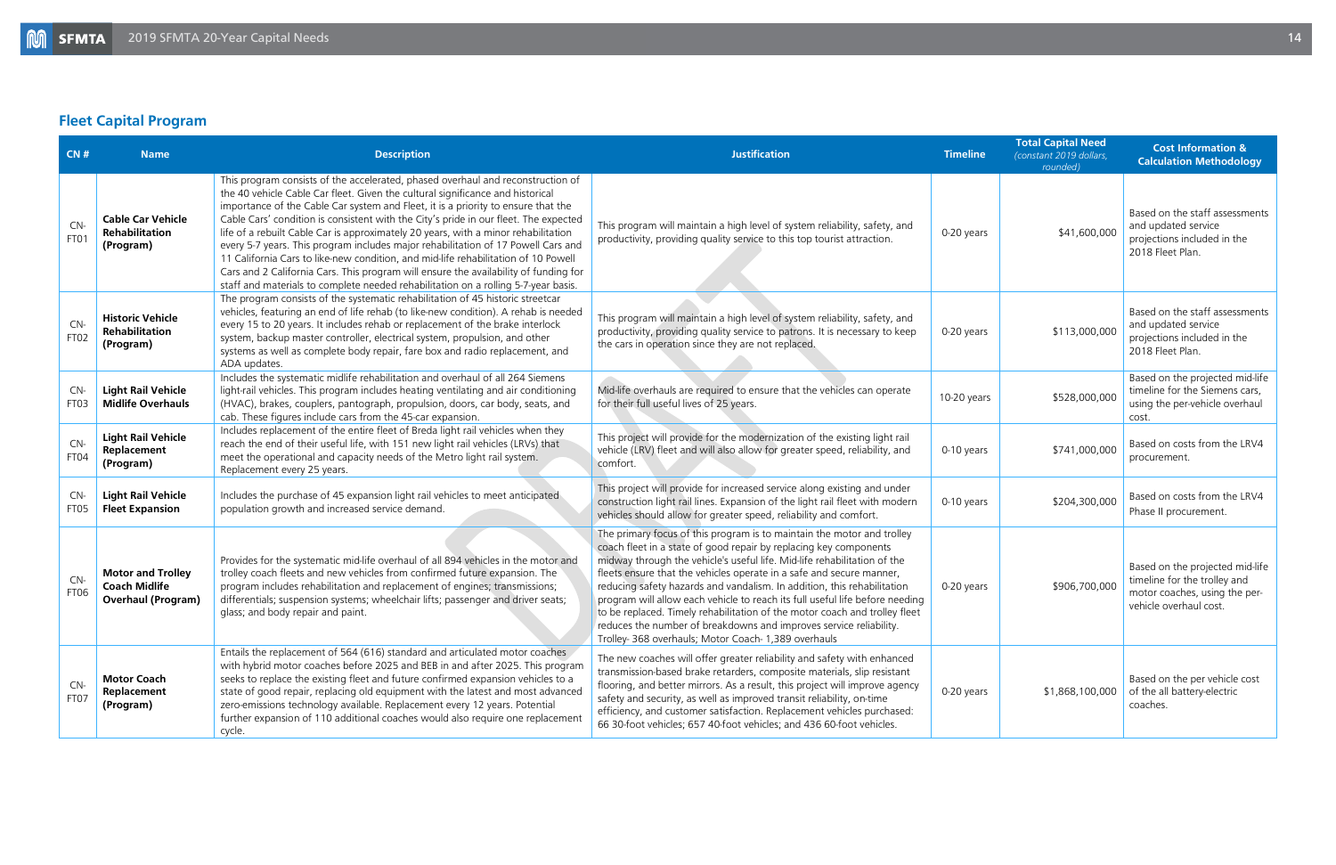## Fleet Capital Program

| CN # | Name | Description | Justification | Timeline | Total Capital Need *(constant 2019 dollars, rounded)* | Cost Information & Calculation Methodology |
|---|---|---|---|---|---|---|
| CN-FT01 | **Cable Car Vehicle Rehabilitation (Program)** | This program consists of the accelerated, phased overhaul and reconstruction of the 40 vehicle Cable Car fleet. Given the cultural significance and historical importance of the Cable Car system and Fleet, it is a priority to ensure that the Cable Cars' condition is consistent with the City's pride in our fleet. The expected life of a rebuilt Cable Car is approximately 20 years, with a minor rehabilitation every 5-7 years. This program includes major rehabilitation of 17 Powell Cars and 11 California Cars to like-new condition, and mid-life rehabilitation of 10 Powell Cars and 2 California Cars. This program will ensure the availability of funding for staff and materials to complete needed rehabilitation on a rolling 5-7-year basis. | This program will maintain a high level of system reliability, safety, and productivity, providing quality service to this top tourist attraction. | 0-20 years | $41,600,000 | Based on the staff assessments and updated service projections included in the 2018 Fleet Plan. |
| CN-FT02 | **Historic Vehicle Rehabilitation (Program)** | The program consists of the systematic rehabilitation of 45 historic streetcar vehicles, featuring an end of life rehab (to like-new condition). A rehab is needed every 15 to 20 years. It includes rehab or replacement of the brake interlock system, backup master controller, electrical system, propulsion, and other systems as well as complete body repair, fare box and radio replacement, and ADA updates. | This program will maintain a high level of system reliability, safety, and productivity, providing quality service to patrons. It is necessary to keep the cars in operation since they are not replaced. | 0-20 years | $113,000,000 | Based on the staff assessments and updated service projections included in the 2018 Fleet Plan. |
| CN-FT03 | **Light Rail Vehicle Midlife Overhauls** | Includes the systematic midlife rehabilitation and overhaul of all 264 Siemens light-rail vehicles. This program includes heating ventilating and air conditioning (HVAC), brakes, couplers, pantograph, propulsion, doors, car body, seats, and cab. These figures include cars from the 45-car expansion. | Mid-life overhauls are required to ensure that the vehicles can operate for their full useful lives of 25 years. | 10-20 years | $528,000,000 | Based on the projected mid-life timeline for the Siemens cars, using the per-vehicle overhaul cost. |
| CN-FT04 | **Light Rail Vehicle Replacement (Program)** | Includes replacement of the entire fleet of Breda light rail vehicles when they reach the end of their useful life, with 151 new light rail vehicles (LRVs) that meet the operational and capacity needs of the Metro light rail system. Replacement every 25 years. | This project will provide for the modernization of the existing light rail vehicle (LRV) fleet and will also allow for greater speed, reliability, and comfort. | 0-10 years | $741,000,000 | Based on costs from the LRV4 procurement. |
| CN-FT05 | **Light Rail Vehicle Fleet Expansion** | Includes the purchase of 45 expansion light rail vehicles to meet anticipated population growth and increased service demand. | This project will provide for increased service along existing and under construction light rail lines. Expansion of the light rail fleet with modern vehicles should allow for greater speed, reliability and comfort. | 0-10 years | $204,300,000 | Based on costs from the LRV4 Phase II procurement. |
| CN-FT06 | **Motor and Trolley Coach Midlife Overhaul (Program)** | Provides for the systematic mid-life overhaul of all 894 vehicles in the motor and trolley coach fleets and new vehicles from confirmed future expansion. The program includes rehabilitation and replacement of engines; transmissions; differentials; suspension systems; wheelchair lifts; passenger and driver seats; glass; and body repair and paint. | The primary focus of this program is to maintain the motor and trolley coach fleet in a state of good repair by replacing key components midway through the vehicle's useful life. Mid-life rehabilitation of the fleets ensure that the vehicles operate in a safe and secure manner, reducing safety hazards and vandalism. In addition, this rehabilitation program will allow each vehicle to reach its full useful life before needing to be replaced. Timely rehabilitation of the motor coach and trolley fleet reduces the number of breakdowns and improves service reliability. Trolley- 368 overhauls; Motor Coach- 1,389 overhauls | 0-20 years | $906,700,000 | Based on the projected mid-life timeline for the trolley and motor coaches, using the per-vehicle overhaul cost. |
| CN-FT07 | **Motor Coach Replacement (Program)** | Entails the replacement of 564 (616) standard and articulated motor coaches with hybrid motor coaches before 2025 and BEB in and after 2025. This program seeks to replace the existing fleet and future confirmed expansion vehicles to a state of good repair, replacing old equipment with the latest and most advanced zero-emissions technology available. Replacement every 12 years. Potential further expansion of 110 additional coaches would also require one replacement cycle. | The new coaches will offer greater reliability and safety with enhanced transmission-based brake retarders, composite materials, slip resistant flooring, and better mirrors. As a result, this project will improve agency safety and security, as well as improved transit reliability, on-time efficiency, and customer satisfaction. Replacement vehicles purchased: 66 30-foot vehicles; 657 40-foot vehicles; and 436 60-foot vehicles. | 0-20 years | $1,868,100,000 | Based on the per vehicle cost of the all battery-electric coaches. |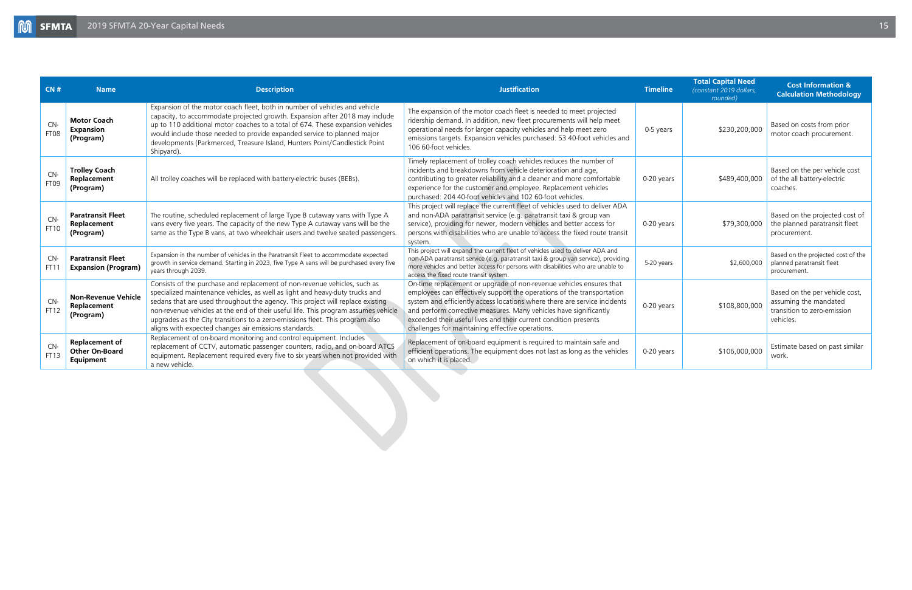| CN # | Name | Description | Justification | Timeline | Total Capital Need *(constant 2019 dollars, rounded)* | Cost Information & Calculation Methodology |
|---|---|---|---|---|---|---|
| CN-FT08 | **Motor Coach Expansion (Program)** | Expansion of the motor coach fleet, both in number of vehicles and vehicle capacity, to accommodate projected growth. Expansion after 2018 may include up to 110 additional motor coaches to a total of 674. These expansion vehicles would include those needed to provide expanded service to planned major developments (Parkmerced, Treasure Island, Hunters Point/Candlestick Point Shipyard). | The expansion of the motor coach fleet is needed to meet projected ridership demand. In addition, new fleet procurements will help meet operational needs for larger capacity vehicles and help meet zero emissions targets. Expansion vehicles purchased: 53 40-foot vehicles and 106 60-foot vehicles. | 0-5 years | $230,200,000 | Based on costs from prior motor coach procurement. |
| CN-FT09 | **Trolley Coach Replacement (Program)** | All trolley coaches will be replaced with battery-electric buses (BEBs). | Timely replacement of trolley coach vehicles reduces the number of incidents and breakdowns from vehicle deterioration and age, contributing to greater reliability and a cleaner and more comfortable experience for the customer and employee. Replacement vehicles purchased: 204 40-foot vehicles and 102 60-foot vehicles. | 0-20 years | $489,400,000 | Based on the per vehicle cost of the all battery-electric coaches. |
| CN-FT10 | **Paratransit Fleet Replacement (Program)** | The routine, scheduled replacement of large Type B cutaway vans with Type A vans every five years. The capacity of the new Type A cutaway vans will be the same as the Type B vans, at two wheelchair users and twelve seated passengers. | This project will replace the current fleet of vehicles used to deliver ADA and non-ADA paratransit service (e.g. paratransit taxi & group van service), providing for newer, modern vehicles and better access for persons with disabilities who are unable to access the fixed route transit system. | 0-20 years | $79,300,000 | Based on the projected cost of the planned paratransit fleet procurement. |
| CN-FT11 | **Paratransit Fleet Expansion (Program)** | Expansion in the number of vehicles in the Paratransit Fleet to accommodate expected growth in service demand. Starting in 2023, five Type A vans will be purchased every five years through 2039. | This project will expand the current fleet of vehicles used to deliver ADA and non-ADA paratransit service (e.g. paratransit taxi & group van service), providing more vehicles and better access for persons with disabilities who are unable to access the fixed route transit system. | 5-20 years | $2,600,000 | Based on the projected cost of the planned paratransit fleet procurement. |
| CN-FT12 | **Non-Revenue Vehicle Replacement (Program)** | Consists of the purchase and replacement of non-revenue vehicles, such as specialized maintenance vehicles, as well as light and heavy-duty trucks and sedans that are used throughout the agency. This project will replace existing non-revenue vehicles at the end of their useful life. This program assumes vehicle upgrades as the City transitions to a zero-emissions fleet. This program also aligns with expected changes air emissions standards. | On-time replacement or upgrade of non-revenue vehicles ensures that employees can effectively support the operations of the transportation system and efficiently access locations where there are service incidents and perform corrective measures. Many vehicles have significantly exceeded their useful lives and their current condition presents challenges for maintaining effective operations. | 0-20 years | $108,800,000 | Based on the per vehicle cost, assuming the mandated transition to zero-emission vehicles. |
| CN-FT13 | **Replacement of Other On-Board Equipment** | Replacement of on-board monitoring and control equipment. Includes replacement of CCTV, automatic passenger counters, radio, and on-board ATCS equipment. Replacement required every five to six years when not provided with a new vehicle. | Replacement of on-board equipment is required to maintain safe and efficient operations. The equipment does not last as long as the vehicles on which it is placed. | 0-20 years | $106,000,000 | Estimate based on past similar work. |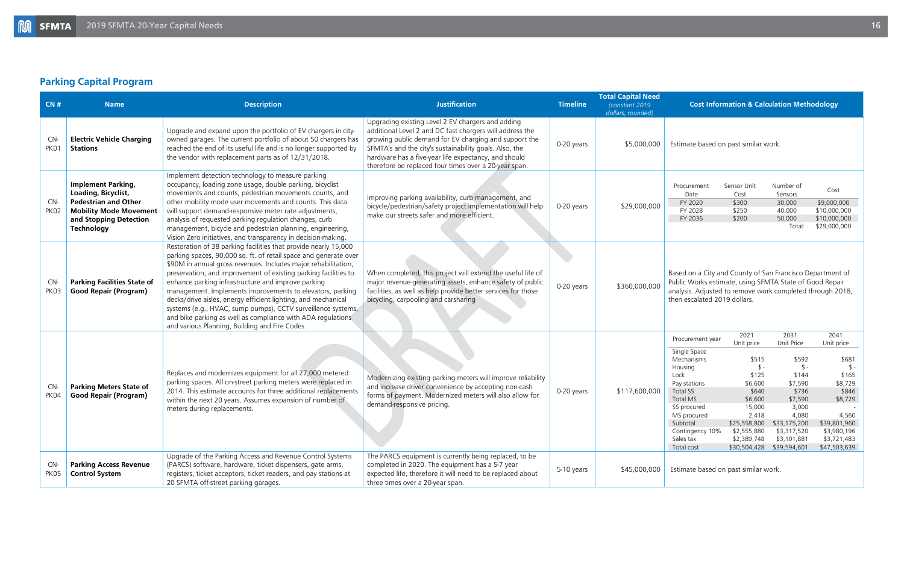## Parking Capital Program

| CN # | Name | Description | Justification | Timeline | Total Capital Need *(constant 2019 dollars, rounded)* | Cost Information & Calculation Methodology |
|---|---|---|---|---|---|---|
| CN-PK01 | **Electric Vehicle Charging Stations** | Upgrade and expand upon the portfolio of EV chargers in city-owned garages. The current portfolio of about 50 chargers has reached the end of its useful life and is no longer supported by the vendor with replacement parts as of 12/31/2018. | Upgrading existing Level 2 EV chargers and adding additional Level 2 and DC fast chargers will address the growing public demand for EV charging and support the SFMTA's and the city's sustainability goals. Also, the hardware has a five-year life expectancy, and should therefore be replaced four times over a 20-year span. | 0-20 years | $5,000,000 | Estimate based on past similar work. |
| CN-PK02 | **Implement Parking, Loading, Bicyclist, Pedestrian and Other Mobility Mode Movement and Stopping Detection Technology** | Implement detection technology to measure parking occupancy, loading zone usage, double parking, bicyclist movements and counts, pedestrian movements counts, and other mobility mode user movements and counts. This data will support demand-responsive meter rate adjustments, analysis of requested parking regulation changes, curb management, bicycle and pedestrian planning, engineering, Vision Zero initiatives, and transparency in decision-making. | Improving parking availability, curb management, and bicycle/pedestrian/safety project implementation will help make our streets safer and more efficient. | 0-20 years | $29,000,000 | Procurement Date / Sensor Unit Cost / Number of Sensors / Cost: FY 2020 / $300 / 30,000 / $9,000,000; FY 2028 / $250 / 40,000 / $10,000,000; FY 2036 / $200 / 50,000 / $10,000,000; Total: $29,000,000 |
| CN-PK03 | **Parking Facilities State of Good Repair (Program)** | Restoration of 38 parking facilities that provide nearly 15,000 parking spaces, 90,000 sq. ft. of retail space and generate over $90M in annual gross revenues. Includes major rehabilitation, preservation, and improvement of existing parking facilities to enhance parking infrastructure and improve parking management. Implements improvements to elevators, parking decks/drive aisles, energy efficient lighting, and mechanical systems (e.g., HVAC, sump pumps), CCTV surveillance systems, and bike parking as well as compliance with ADA regulations and various Planning, Building and Fire Codes. | When completed, this project will extend the useful life of major revenue-generating assets, enhance safety of public facilities, as well as help provide better services for those bicycling, carpooling and carsharing | 0-20 years | $360,000,000 | Based on a City and County of San Francisco Department of Public Works estimate, using SFMTA State of Good Repair analysis. Adjusted to remove work completed through 2018, then escalated 2019 dollars. |
| CN-PK04 | **Parking Meters State of Good Repair (Program)** | Replaces and modernizes equipment for all 27,000 metered parking spaces. All on-street parking meters were replaced in 2014. This estimate accounts for three additional replacements within the next 20 years. Assumes expansion of number of meters during replacements. | Modernizing existing parking meters will improve reliability and increase driver convenience by accepting non-cash forms of payment. Modernized meters will also allow for demand-responsive pricing. | 0-20 years | $117,600,000 | See table below |
| CN-PK05 | **Parking Access Revenue Control System** | Upgrade of the Parking Access and Revenue Control Systems (PARCS) software, hardware, ticket dispensers, gate arms, registers, ticket acceptors, ticket readers, and pay stations at 20 SFMTA off-street parking garages. | The PARCS equipment is currently being replaced, to be completed in 2020. The equipment has a 5-7 year expected life, therefore it will need to be replaced about three times over a 20-year span. | 5-10 years | $45,000,000 | Estimate based on past similar work. |

**CN-PK04 Cost Information & Calculation Methodology:**

| Procurement year | 2021 Unit price | 2031 Unit Price | 2041 Unit price |
|---|---|---|---|
| Single Space | | | |
| Mechanisms | $515 | $592 | $681 |
| Housing | $ - | $ - | $ - |
| Lock | $125 | $144 | $165 |
| Pay stations | $6,600 | $7,590 | $8,729 |
| Total SS | $640 | $736 | $846 |
| Total MS | $6,600 | $7,590 | $8,729 |
| SS procured | 15,000 | 3,000 | - |
| MS procured | 2,418 | 4,080 | 4,560 |
| Subtotal | $25,558,800 | $33,175,200 | $39,801,960 |
| Contingency 10% | $2,555,880 | $3,317,520 | $3,980,196 |
| Sales tax | $2,389,748 | $3,101,881 | $3,721,483 |
| Total cost | $30,504,428 | $39,594,601 | $47,503,639 |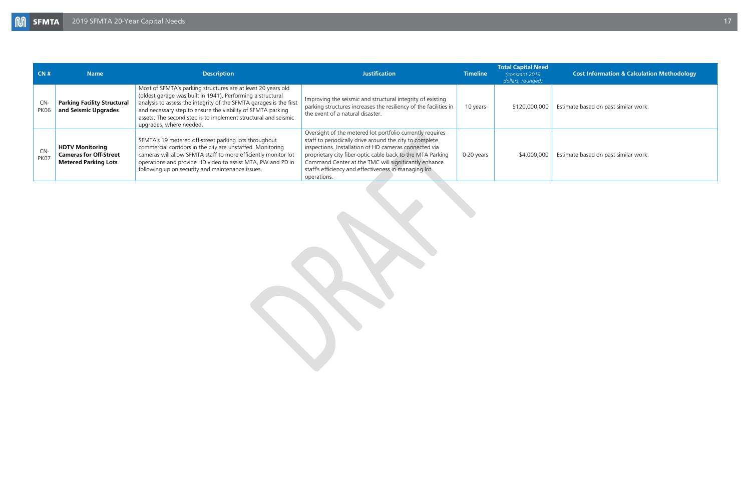| CN # | Name | Description | Justification | Timeline | Total Capital Need *(constant 2019 dollars, rounded)* | Cost Information & Calculation Methodology |
|---|---|---|---|---|---|---|
| CN-PK06 | **Parking Facility Structural and Seismic Upgrades** | Most of SFMTA's parking structures are at least 20 years old (oldest garage was built in 1941). Performing a structural analysis to assess the integrity of the SFMTA garages is the first and necessary step to ensure the viability of SFMTA parking assets. The second step is to implement structural and seismic upgrades, where needed. | Improving the seismic and structural integrity of existing parking structures increases the resiliency of the facilities in the event of a natural disaster. | 10 years | $120,000,000 | Estimate based on past similar work. |
| CN-PK07 | **HDTV Monitoring Cameras for Off-Street Metered Parking Lots** | SFMTA's 19 metered off-street parking lots throughout commercial corridors in the city are unstaffed. Monitoring cameras will allow SFMTA staff to more efficiently monitor lot operations and provide HD video to assist MTA, PW and PD in following up on security and maintenance issues. | Oversight of the metered lot portfolio currently requires staff to periodically drive around the city to complete inspections. Installation of HD cameras connected via proprietary city fiber-optic cable back to the MTA Parking Command Center at the TMC will significantly enhance staff's efficiency and effectiveness in managing lot operations. | 0-20 years | $4,000,000 | Estimate based on past similar work. |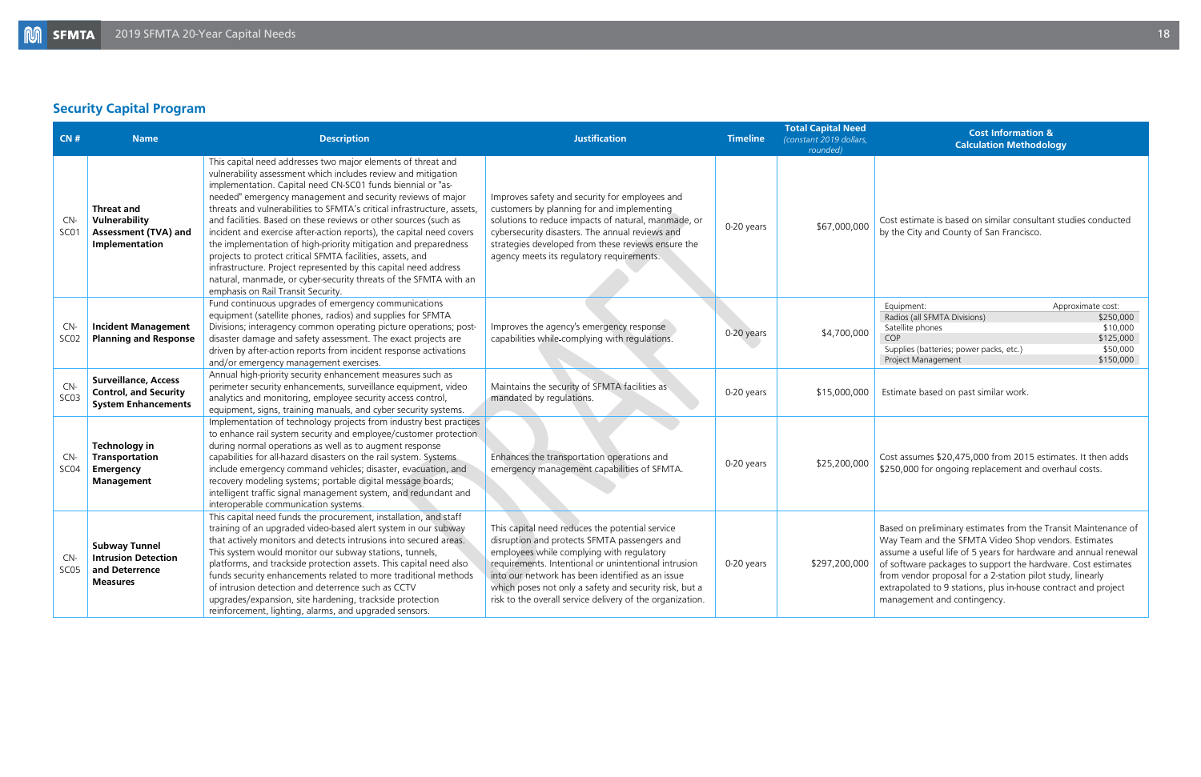## Security Capital Program

| CN # | Name | Description | Justification | Timeline | Total Capital Need *(constant 2019 dollars, rounded)* | Cost Information & Calculation Methodology |
|---|---|---|---|---|---|---|
| CN-SC01 | **Threat and Vulnerability Assessment (TVA) and Implementation** | This capital need addresses two major elements of threat and vulnerability assessment which includes review and mitigation implementation. Capital need CN-SC01 funds biennial or "as-needed" emergency management and security reviews of major threats and vulnerabilities to SFMTA's critical infrastructure, assets, and facilities. Based on these reviews or other sources (such as incident and exercise after-action reports), the capital need covers the implementation of high-priority mitigation and preparedness projects to protect critical SFMTA facilities, assets, and infrastructure. Project represented by this capital need address natural, manmade, or cyber-security threats of the SFMTA with an emphasis on Rail Transit Security. | Improves safety and security for employees and customers by planning for and implementing solutions to reduce impacts of natural, manmade, or cybersecurity disasters. The annual reviews and strategies developed from these reviews ensure the agency meets its regulatory requirements. | 0-20 years | $67,000,000 | Cost estimate is based on similar consultant studies conducted by the City and County of San Francisco. |
| CN-SC02 | **Incident Management Planning and Response** | Fund continuous upgrades of emergency communications equipment (satellite phones, radios) and supplies for SFMTA Divisions; interagency common operating picture operations; post-disaster damage and safety assessment. The exact projects are driven by after-action reports from incident response activations and/or emergency management exercises. | Improves the agency's emergency response capabilities while complying with regulations. | 0-20 years | $4,700,000 | Equipment: Approximate cost:<br>Radios (all SFMTA Divisions) $250,000<br>Satellite phones $10,000<br>COP $125,000<br>Supplies (batteries; power packs, etc.) $50,000<br>Project Management $150,000 |
| CN-SC03 | **Surveillance, Access Control, and Security System Enhancements** | Annual high-priority security enhancement measures such as perimeter security enhancements, surveillance equipment, video analytics and monitoring, employee security access control, equipment, signs, training manuals, and cyber security systems. | Maintains the security of SFMTA facilities as mandated by regulations. | 0-20 years | $15,000,000 | Estimate based on past similar work. |
| CN-SC04 | **Technology in Transportation Emergency Management** | Implementation of technology projects from industry best practices to enhance rail system security and employee/customer protection during normal operations as well as to augment response capabilities for all-hazard disasters on the rail system. Systems include emergency command vehicles; disaster, evacuation, and recovery modeling systems; portable digital message boards; intelligent traffic signal management system, and redundant and interoperable communication systems. | Enhances the transportation operations and emergency management capabilities of SFMTA. | 0-20 years | $25,200,000 | Cost assumes $20,475,000 from 2015 estimates. It then adds $250,000 for ongoing replacement and overhaul costs. |
| CN-SC05 | **Subway Tunnel Intrusion Detection and Deterrence Measures** | This capital need funds the procurement, installation, and staff training of an upgraded video-based alert system in our subway that actively monitors and detects intrusions into secured areas. This system would monitor our subway stations, tunnels, platforms, and trackside protection assets. This capital need also funds security enhancements related to more traditional methods of intrusion detection and deterrence such as CCTV upgrades/expansion, site hardening, trackside protection reinforcement, lighting, alarms, and upgraded sensors. | This capital need reduces the potential service disruption and protects SFMTA passengers and employees while complying with regulatory requirements. Intentional or unintentional intrusion into our network has been identified as an issue which poses not only a safety and security risk, but a risk to the overall service delivery of the organization. | 0-20 years | $297,200,000 | Based on preliminary estimates from the Transit Maintenance of Way Team and the SFMTA Video Shop vendors. Estimates assume a useful life of 5 years for hardware and annual renewal of software packages to support the hardware. Cost estimates from vendor proposal for a 2-station pilot study, linearly extrapolated to 9 stations, plus in-house contract and project management and contingency. |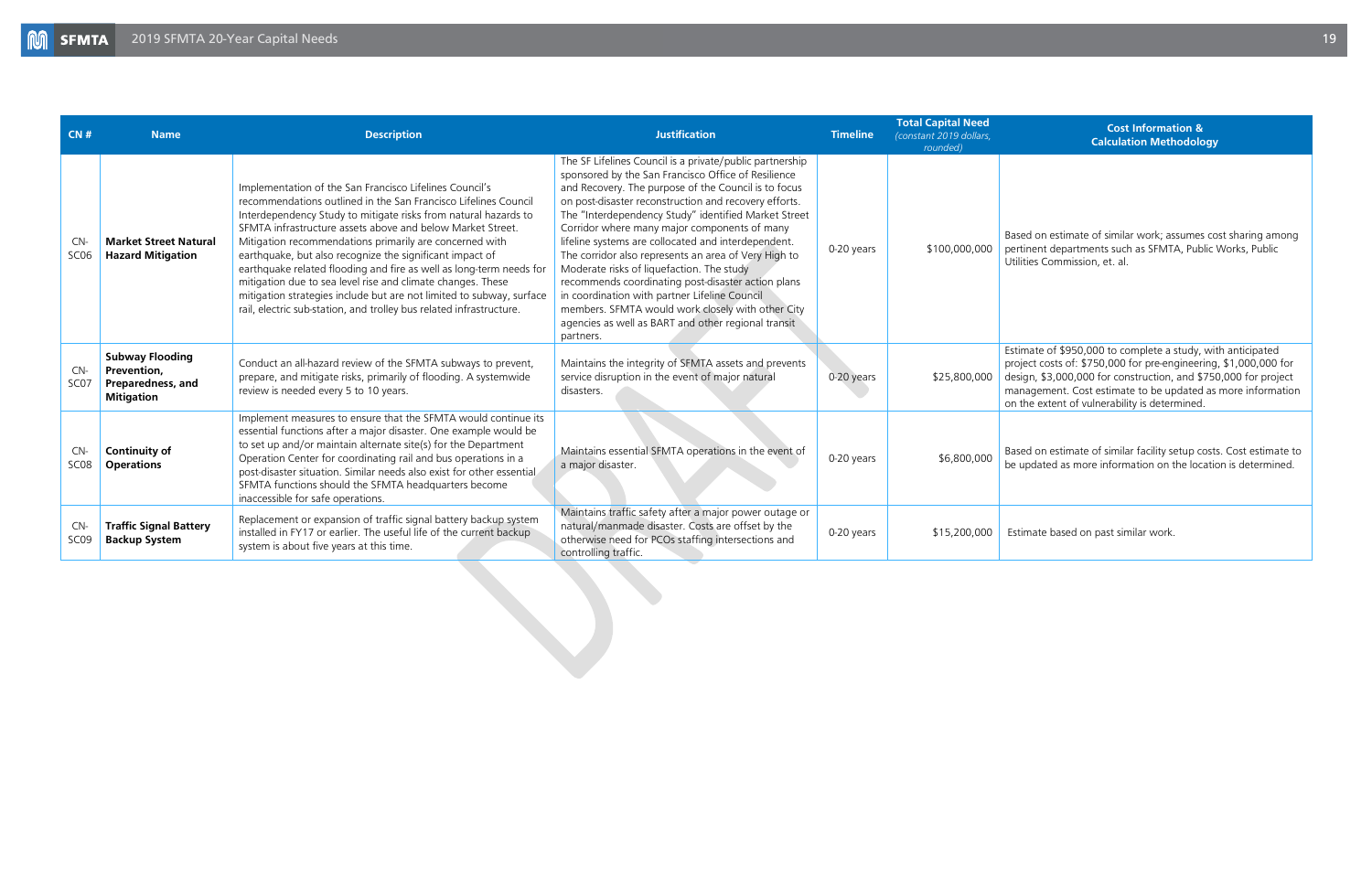| CN # | Name | Description | Justification | Timeline | Total Capital Need *(constant 2019 dollars, rounded)* | Cost Information & Calculation Methodology |
|---|---|---|---|---|---|---|
| CN-SC06 | **Market Street Natural Hazard Mitigation** | Implementation of the San Francisco Lifelines Council's recommendations outlined in the San Francisco Lifelines Council Interdependency Study to mitigate risks from natural hazards to SFMTA infrastructure assets above and below Market Street. Mitigation recommendations primarily are concerned with earthquake, but also recognize the significant impact of earthquake related flooding and fire as well as long-term needs for mitigation due to sea level rise and climate changes. These mitigation strategies include but are not limited to subway, surface rail, electric sub-station, and trolley bus related infrastructure. | The SF Lifelines Council is a private/public partnership sponsored by the San Francisco Office of Resilience and Recovery. The purpose of the Council is to focus on post-disaster reconstruction and recovery efforts. The "Interdependency Study" identified Market Street Corridor where many major components of many lifeline systems are collocated and interdependent. The corridor also represents an area of Very High to Moderate risks of liquefaction. The study recommends coordinating post-disaster action plans in coordination with partner Lifeline Council members. SFMTA would work closely with other City agencies as well as BART and other regional transit partners. | 0-20 years | $100,000,000 | Based on estimate of similar work; assumes cost sharing among pertinent departments such as SFMTA, Public Works, Public Utilities Commission, et. al. |
| CN-SC07 | **Subway Flooding Prevention, Preparedness, and Mitigation** | Conduct an all-hazard review of the SFMTA subways to prevent, prepare, and mitigate risks, primarily of flooding. A systemwide review is needed every 5 to 10 years. | Maintains the integrity of SFMTA assets and prevents service disruption in the event of major natural disasters. | 0-20 years | $25,800,000 | Estimate of $950,000 to complete a study, with anticipated project costs of: $750,000 for pre-engineering, $1,000,000 for design, $3,000,000 for construction, and $750,000 for project management. Cost estimate to be updated as more information on the extent of vulnerability is determined. |
| CN-SC08 | **Continuity of Operations** | Implement measures to ensure that the SFMTA would continue its essential functions after a major disaster. One example would be to set up and/or maintain alternate site(s) for the Department Operation Center for coordinating rail and bus operations in a post-disaster situation. Similar needs also exist for other essential SFMTA functions should the SFMTA headquarters become inaccessible for safe operations. | Maintains essential SFMTA operations in the event of a major disaster. | 0-20 years | $6,800,000 | Based on estimate of similar facility setup costs. Cost estimate to be updated as more information on the location is determined. |
| CN-SC09 | **Traffic Signal Battery Backup System** | Replacement or expansion of traffic signal battery backup system installed in FY17 or earlier. The useful life of the current backup system is about five years at this time. | Maintains traffic safety after a major power outage or natural/manmade disaster. Costs are offset by the otherwise need for PCOs staffing intersections and controlling traffic. | 0-20 years | $15,200,000 | Estimate based on past similar work. |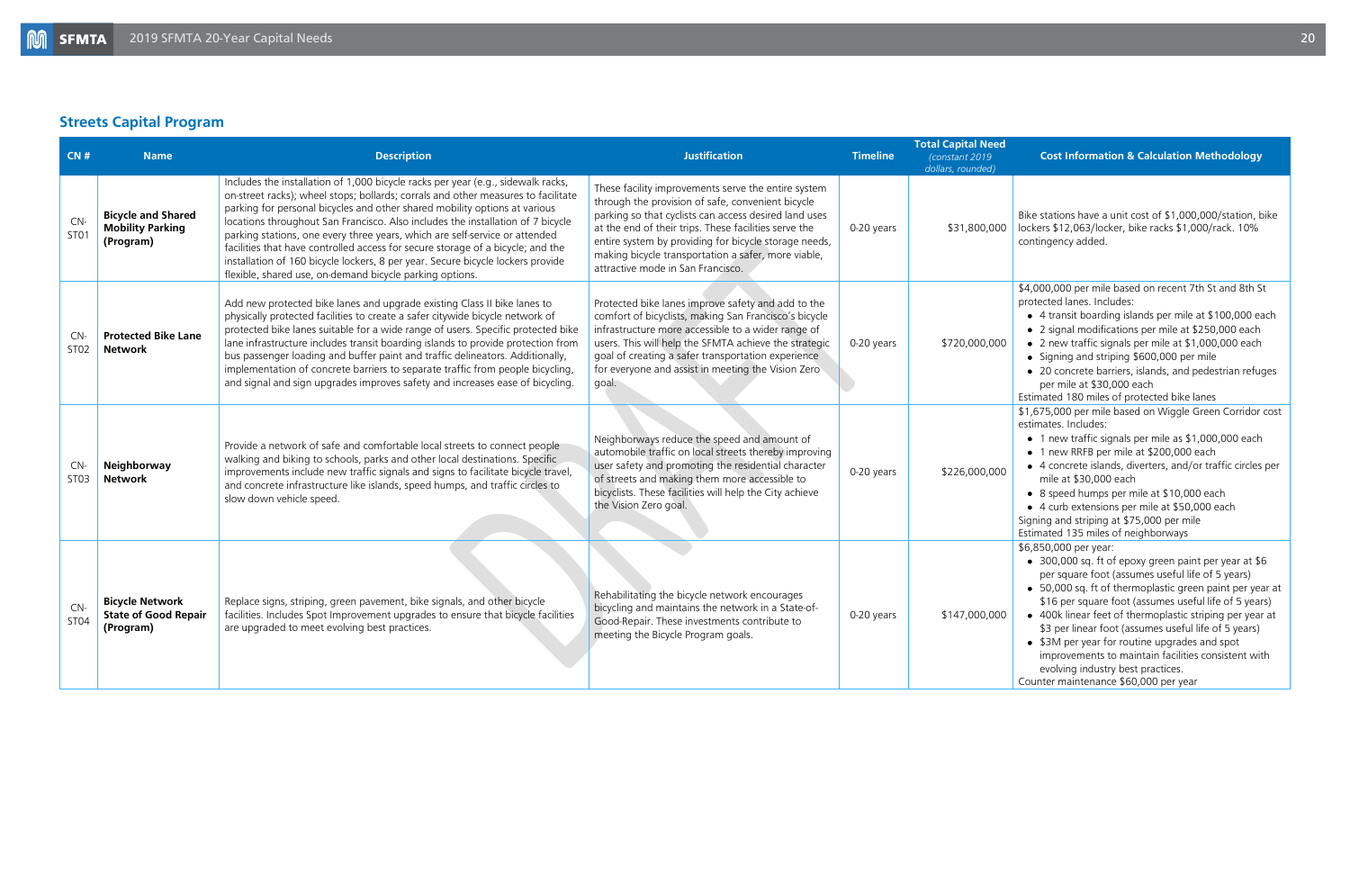## Streets Capital Program

| CN # | Name | Description | Justification | Timeline | Total Capital Need *(constant 2019 dollars, rounded)* | Cost Information & Calculation Methodology |
|---|---|---|---|---|---|---|
| CN-ST01 | **Bicycle and Shared Mobility Parking (Program)** | Includes the installation of 1,000 bicycle racks per year (e.g., sidewalk racks, on-street racks); wheel stops; bollards; corrals and other measures to facilitate parking for personal bicycles and other shared mobility options at various locations throughout San Francisco. Also includes the installation of 7 bicycle parking stations, one every three years, which are self-service or attended facilities that have controlled access for secure storage of a bicycle; and the installation of 160 bicycle lockers, 8 per year. Secure bicycle lockers provide flexible, shared use, on-demand bicycle parking options. | These facility improvements serve the entire system through the provision of safe, convenient bicycle parking so that cyclists can access desired land uses at the end of their trips. These facilities serve the entire system by providing for bicycle storage needs, making bicycle transportation a safer, more viable, attractive mode in San Francisco. | 0-20 years | $31,800,000 | Bike stations have a unit cost of $1,000,000/station, bike lockers $12,063/locker, bike racks $1,000/rack. 10% contingency added. |
| CN-ST02 | **Protected Bike Lane Network** | Add new protected bike lanes and upgrade existing Class II bike lanes to physically protected facilities to create a safer citywide bicycle network of protected bike lanes suitable for a wide range of users. Specific protected bike lane infrastructure includes transit boarding islands to provide protection from bus passenger loading and buffer paint and traffic delineators. Additionally, implementation of concrete barriers to separate traffic from people bicycling, and signal and sign upgrades improves safety and increases ease of bicycling. | Protected bike lanes improve safety and add to the comfort of bicyclists, making San Francisco's bicycle infrastructure more accessible to a wider range of users. This will help the SFMTA achieve the strategic goal of creating a safer transportation experience for everyone and assist in meeting the Vision Zero goal. | 0-20 years | $720,000,000 | $4,000,000 per mile based on recent 7th St and 8th St protected lanes. Includes:<br>• 4 transit boarding islands per mile at $100,000 each<br>• 2 signal modifications per mile at $250,000 each<br>• 2 new traffic signals per mile at $1,000,000 each<br>• Signing and striping $600,000 per mile<br>• 20 concrete barriers, islands, and pedestrian refuges per mile at $30,000 each<br>Estimated 180 miles of protected bike lanes |
| CN-ST03 | **Neighborway Network** | Provide a network of safe and comfortable local streets to connect people walking and biking to schools, parks and other local destinations. Specific improvements include new traffic signals and signs to facilitate bicycle travel, and concrete infrastructure like islands, speed humps, and traffic circles to slow down vehicle speed. | Neighborways reduce the speed and amount of automobile traffic on local streets thereby improving user safety and promoting the residential character of streets and making them more accessible to bicyclists. These facilities will help the City achieve the Vision Zero goal. | 0-20 years | $226,000,000 | $1,675,000 per mile based on Wiggle Green Corridor cost estimates. Includes:<br>• 1 new traffic signals per mile as $1,000,000 each<br>• 1 new RRFB per mile at $200,000 each<br>• 4 concrete islands, diverters, and/or traffic circles per mile at $30,000 each<br>• 8 speed humps per mile at $10,000 each<br>• 4 curb extensions per mile at $50,000 each<br>Signing and striping at $75,000 per mile<br>Estimated 135 miles of neighborways |
| CN-ST04 | **Bicycle Network State of Good Repair (Program)** | Replace signs, striping, green pavement, bike signals, and other bicycle facilities. Includes Spot Improvement upgrades to ensure that bicycle facilities are upgraded to meet evolving best practices. | Rehabilitating the bicycle network encourages bicycling and maintains the network in a State-of-Good-Repair. These investments contribute to meeting the Bicycle Program goals. | 0-20 years | $147,000,000 | $6,850,000 per year:<br>• 300,000 sq. ft of epoxy green paint per year at $6 per square foot (assumes useful life of 5 years)<br>• 50,000 sq. ft of thermoplastic green paint per year at $16 per square foot (assumes useful life of 5 years)<br>• 400k linear feet of thermoplastic striping per year at $3 per linear foot (assumes useful life of 5 years)<br>• $3M per year for routine upgrades and spot improvements to maintain facilities consistent with evolving industry best practices.<br>Counter maintenance $60,000 per year |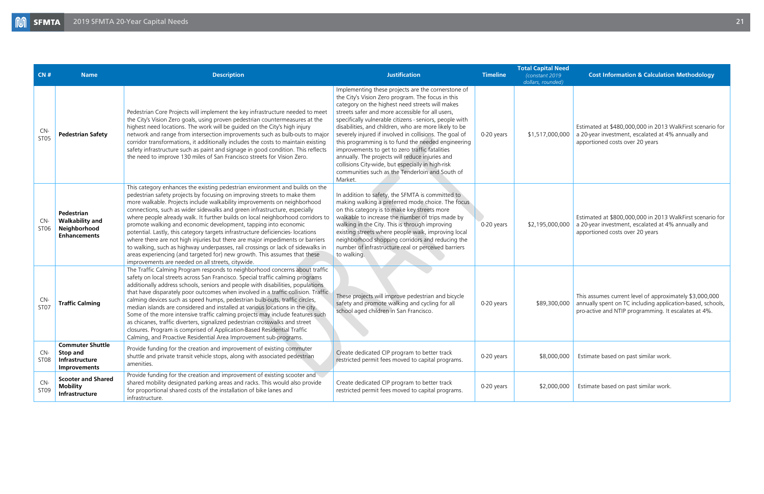| CN # | Name | Description | Justification | Timeline | Total Capital Need *(constant 2019 dollars, rounded)* | Cost Information & Calculation Methodology |
|---|---|---|---|---|---|---|
| CN-ST05 | **Pedestrian Safety** | Pedestrian Core Projects will implement the key infrastructure needed to meet the City's Vision Zero goals, using proven pedestrian countermeasures at the highest need locations. The work will be guided on the City's high injury network and range from intersection improvements such as bulb-outs to major corridor transformations, it additionally includes the costs to maintain existing safety infrastructure such as paint and signage in good condition. This reflects the need to improve 130 miles of San Francisco streets for Vision Zero. | Implementing these projects are the cornerstone of the City's Vision Zero program. The focus in this category on the highest need streets will makes streets safer and more accessible for all users, specifically vulnerable citizens - seniors, people with disabilities, and children, who are more likely to be severely injured if involved in collisions. The goal of this programming is to fund the needed engineering improvements to get to zero traffic fatalities annually. The projects will reduce injuries and collisions City-wide, but especially in high-risk communities such as the Tenderloin and South of Market. | 0-20 years | $1,517,000,000 | Estimated at $480,000,000 in 2013 WalkFirst scenario for a 20-year investment, escalated at 4% annually and apportioned costs over 20 years |
| CN-ST06 | **Pedestrian Walkability and Neighborhood Enhancements** | This category enhances the existing pedestrian environment and builds on the pedestrian safety projects by focusing on improving streets to make them more walkable. Projects include walkability improvements on neighborhood connections, such as wider sidewalks and green infrastructure, especially where people already walk. It further builds on local neighborhood corridors to promote walking and economic development, tapping into economic potential. Lastly, this category targets infrastructure deficiencies- locations where there are not high injuries but there are major impediments or barriers to walking, such as highway underpasses, rail crossings or lack of sidewalks in areas experiencing (and targeted for) new growth. This assumes that these improvements are needed on all streets, citywide. | In addition to safety, the SFMTA is committed to making walking a preferred mode choice. The focus on this category is to make key streets more walkable to increase the number of trips made by walking in the City. This is through improving existing streets where people walk, improving local neighborhood shopping corridors and reducing the number of infrastructure real or perceived barriers to walking. | 0-20 years | $2,195,000,000 | Estimated at $800,000,000 in 2013 WalkFirst scenario for a 20-year investment, escalated at 4% annually and apportioned costs over 20 years |
| CN-ST07 | **Traffic Calming** | The Traffic Calming Program responds to neighborhood concerns about traffic safety on local streets across San Francisco. Special traffic calming programs additionally address schools, seniors and people with disabilities, populations that have disparately poor outcomes when involved in a traffic collision. Traffic calming devices such as speed humps, pedestrian bulb-outs, traffic circles, median islands are considered and installed at various locations in the city. Some of the more intensive traffic calming projects may include features such as chicanes, traffic diverters, signalized pedestrian crosswalks and street closures. Program is comprised of Application-Based Residential Traffic Calming, and Proactive Residential Area Improvement sub-programs. | These projects will improve pedestrian and bicycle safety and promote walking and cycling for all school aged children in San Francisco. | 0-20 years | $89,300,000 | This assumes current level of approximately $3,000,000 annually spent on TC including application-based, schools, pro-active and NTIP programming. It escalates at 4%. |
| CN-ST08 | **Commuter Shuttle Stop and Infrastructure Improvements** | Provide funding for the creation and improvement of existing commuter shuttle and private transit vehicle stops, along with associated pedestrian amenities. | Create dedicated CIP program to better track restricted permit fees moved to capital programs. | 0-20 years | $8,000,000 | Estimate based on past similar work. |
| CN-ST09 | **Scooter and Shared Mobility Infrastructure** | Provide funding for the creation and improvement of existing scooter and shared mobility designated parking areas and racks. This would also provide for proportional shared costs of the installation of bike lanes and infrastructure. | Create dedicated CIP program to better track restricted permit fees moved to capital programs. | 0-20 years | $2,000,000 | Estimate based on past similar work. |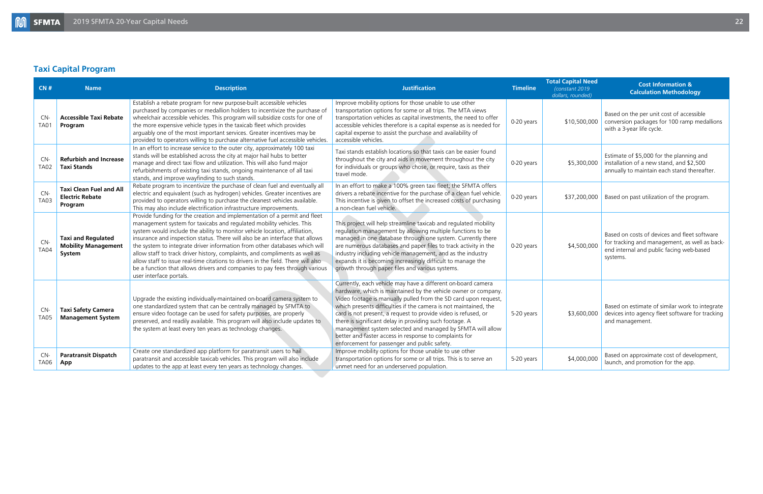## Taxi Capital Program

| CN # | Name | Description | Justification | Timeline | Total Capital Need *(constant 2019 dollars, rounded)* | Cost Information & Calculation Methodology |
|---|---|---|---|---|---|---|
| CN-TA01 | **Accessible Taxi Rebate Program** | Establish a rebate program for new purpose-built accessible vehicles purchased by companies or medallion holders to incentivize the purchase of wheelchair accessible vehicles. This program will subsidize costs for one of the more expensive vehicle types in the taxicab fleet which provides arguably one of the most important services. Greater incentives may be provided to operators willing to purchase alternative fuel accessible vehicles. | Improve mobility options for those unable to use other transportation options for some or all trips. The MTA views transportation vehicles as capital investments, the need to offer accessible vehicles therefore is a capital expense as is needed for capital expense to assist the purchase and availability of accessible vehicles. | 0-20 years | $10,500,000 | Based on the per unit cost of accessible conversion packages for 100 ramp medallions with a 3-year life cycle. |
| CN-TA02 | **Refurbish and Increase Taxi Stands** | In an effort to increase service to the outer city, approximately 100 taxi stands will be established across the city at major hail hubs to better manage and direct taxi flow and utilization. This will also fund major refurbishments of existing taxi stands, ongoing maintenance of all taxi stands, and improve wayfinding to such stands. | Taxi stands establish locations so that taxis can be easier found throughout the city and aids in movement throughout the city for individuals or groups who chose, or require, taxis as their travel mode. | 0-20 years | $5,300,000 | Estimate of $5,000 for the planning and installation of a new stand, and $2,500 annually to maintain each stand thereafter. |
| CN-TA03 | **Taxi Clean Fuel and All Electric Rebate Program** | Rebate program to incentivize the purchase of clean fuel and eventually all electric and equivalent (such as hydrogen) vehicles. Greater incentives are provided to operators willing to purchase the cleanest vehicles available. This may also include electrification infrastructure improvements. | In an effort to make a 100% green taxi fleet; the SFMTA offers drivers a rebate incentive for the purchase of a clean fuel vehicle. This incentive is given to offset the increased costs of purchasing a non-clean fuel vehicle. | 0-20 years | $37,200,000 | Based on past utilization of the program. |
| CN-TA04 | **Taxi and Regulated Mobility Management System** | Provide funding for the creation and implementation of a permit and fleet management system for taxicabs and regulated mobility vehicles. This system would include the ability to monitor vehicle location, affiliation, insurance and inspection status. There will also be an interface that allows the system to integrate driver information from other databases which will allow staff to track driver history, complaints, and compliments as well as allow staff to issue real-time citations to drivers in the field. There will also be a function that allows drivers and companies to pay fees through various user interface portals. | This project will help streamline taxicab and regulated mobility regulation management by allowing multiple functions to be managed in one database through one system. Currently there are numerous databases and paper files to track activity in the industry including vehicle management, and as the industry expands it is becoming increasingly difficult to manage the growth through paper files and various systems. | 0-20 years | $4,500,000 | Based on costs of devices and fleet software for tracking and management, as well as back-end internal and public facing web-based systems. |
| CN-TA05 | **Taxi Safety Camera Management System** | Upgrade the existing individually-maintained on-board camera system to one standardized system that can be centrally managed by SFMTA to ensure video footage can be used for safety purposes, are properly preserved, and readily available. This program will also include updates to the system at least every ten years as technology changes. | Currently, each vehicle may have a different on-board camera hardware, which is maintained by the vehicle owner or company. Video footage is manually pulled from the SD card upon request, which presents difficulties if the camera is not maintained, the card is not present, a request to provide video is refused, or there is significant delay in providing such footage. A management system selected and managed by SFMTA will allow better and faster access in response to complaints for enforcement for passenger and public safety. | 5-20 years | $3,600,000 | Based on estimate of similar work to integrate devices into agency fleet software for tracking and management. |
| CN-TA06 | **Paratransit Dispatch App** | Create one standardized app platform for paratransit users to hail paratransit and accessible taxicab vehicles. This program will also include updates to the app at least every ten years as technology changes. | Improve mobility options for those unable to use other transportation options for some or all trips. This is to serve an unmet need for an underserved population. | 5-20 years | $4,000,000 | Based on approximate cost of development, launch, and promotion for the app. |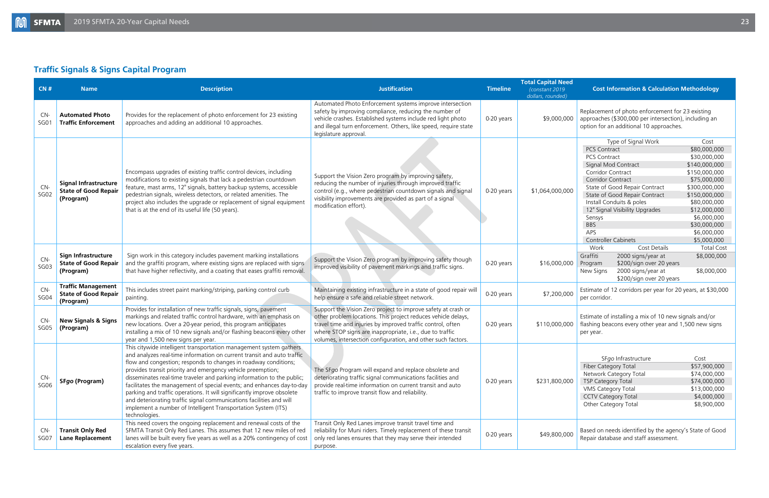## Traffic Signals & Signs Capital Program

| CN # | Name | Description | Justification | Timeline | Total Capital Need (constant 2019 dollars, rounded) | Cost Information & Calculation Methodology |
|---|---|---|---|---|---|---|
| CN-SG01 | **Automated Photo Traffic Enforcement** | Provides for the replacement of photo enforcement for 23 existing approaches and adding an additional 10 approaches. | Automated Photo Enforcement systems improve intersection safety by improving compliance, reducing the number of vehicle crashes. Established systems include red light photo and illegal turn enforcement. Others, like speed, require state legislature approval. | 0-20 years | $9,000,000 | Replacement of photo enforcement for 23 existing approaches ($300,000 per intersection), including an option for an additional 10 approaches. |
| CN-SG02 | **Signal Infrastructure State of Good Repair (Program)** | Encompass upgrades of existing traffic control devices, including modifications to existing signals that lack a pedestrian countdown feature, mast arms, 12" signals, battery backup systems, accessible pedestrian signals, wireless detectors, or related amenities. The project also includes the upgrade or replacement of signal equipment that is at the end of its useful life (50 years). | Support the Vision Zero program by improving safety, reducing the number of injuries through improved traffic control (e.g., where pedestrian countdown signals and signal visibility improvements are provided as part of a signal modification effort). | 0-20 years | $1,064,000,000 | Type of Signal Work / Cost: PCS Contract $80,000,000; PCS Contract $30,000,000; Signal Mod Contract $140,000,000; Corridor Contract $150,000,000; Corridor Contract $75,000,000; State of Good Repair Contract $300,000,000; State of Good Repair Contract $150,000,000; Install Conduits & poles $80,000,000; 12" Signal Visibility Upgrades $12,000,000; Sensys $6,000,000; BBS $30,000,000; APS $6,000,000; Controller Cabinets $5,000,000 |
| CN-SG03 | **Sign Infrastructure State of Good Repair (Program)** | Sign work in this category includes pavement marking installations and the graffiti program, where existing signs are replaced with signs that have higher reflectivity, and a coating that eases graffiti removal. | Support the Vision Zero program by improving safety though improved visibility of pavement markings and traffic signs. | 0-20 years | $16,000,000 | Work / Cost Details / Total Cost: Graffiti Program — 2000 signs/year at $200/sign over 20 years — $8,000,000; New Signs — 2000 signs/year at $200/sign over 20 years — $8,000,000 |
| CN-SG04 | **Traffic Management State of Good Repair (Program)** | This includes street paint marking/striping, parking control curb painting. | Maintaining existing infrastructure in a state of good repair will help ensure a safe and reliable street network. | 0-20 years | $7,200,000 | Estimate of 12 corridors per year for 20 years, at $30,000 per corridor. |
| CN-SG05 | **New Signals & Signs (Program)** | Provides for installation of new traffic signals, signs, pavement markings and related traffic control hardware, with an emphasis on new locations. Over a 20-year period, this program anticipates installing a mix of 10 new signals and/or flashing beacons every other year and 1,500 new signs per year. | Support the Vision Zero project to improve safety at crash or other problem locations. This project reduces vehicle delays, travel time and injuries by improved traffic control, often where STOP signs are inappropriate, i.e., due to traffic volumes, intersection configuration, and other such factors. | 0-20 years | $110,000,000 | Estimate of installing a mix of 10 new signals and/or flashing beacons every other year and 1,500 new signs per year. |
| CN-SG06 | **SF*go* (Program)** | This citywide intelligent transportation management system gathers and analyzes real-time information on current transit and auto traffic flow and congestion; responds to changes in roadway conditions; provides transit priority and emergency vehicle preemption; disseminates real-time traveler and parking information to the public; facilitates the management of special events; and enhances day-to-day parking and traffic operations. It will significantly improve obsolete and deteriorating traffic signal communications facilities and will implement a number of Intelligent Transportation System (ITS) technologies. | The SF*go* Program will expand and replace obsolete and deteriorating traffic signal communications facilities and provide real-time information on current transit and auto traffic to improve transit flow and reliability. | 0-20 years | $231,800,000 | SF*go* Infrastructure / Cost: Fiber Category Total $57,900,000; Network Category Total $74,000,000; TSP Category Total $74,000,000; VMS Category Total $13,000,000; CCTV Category Total $4,000,000; Other Category Total $8,900,000 |
| CN-SG07 | **Transit Only Red Lane Replacement** | This need covers the ongoing replacement and renewal costs of the SFMTA Transit Only Red Lanes. This assumes that 12 new miles of red lanes will be built every five years as well as a 20% contingency of cost escalation every five years. | Transit Only Red Lanes improve transit travel time and reliability for Muni riders. Timely replacement of these transit only red lanes ensures that they may serve their intended purpose. | 0-20 years | $49,800,000 | Based on needs identified by the agency's State of Good Repair database and staff assessment. |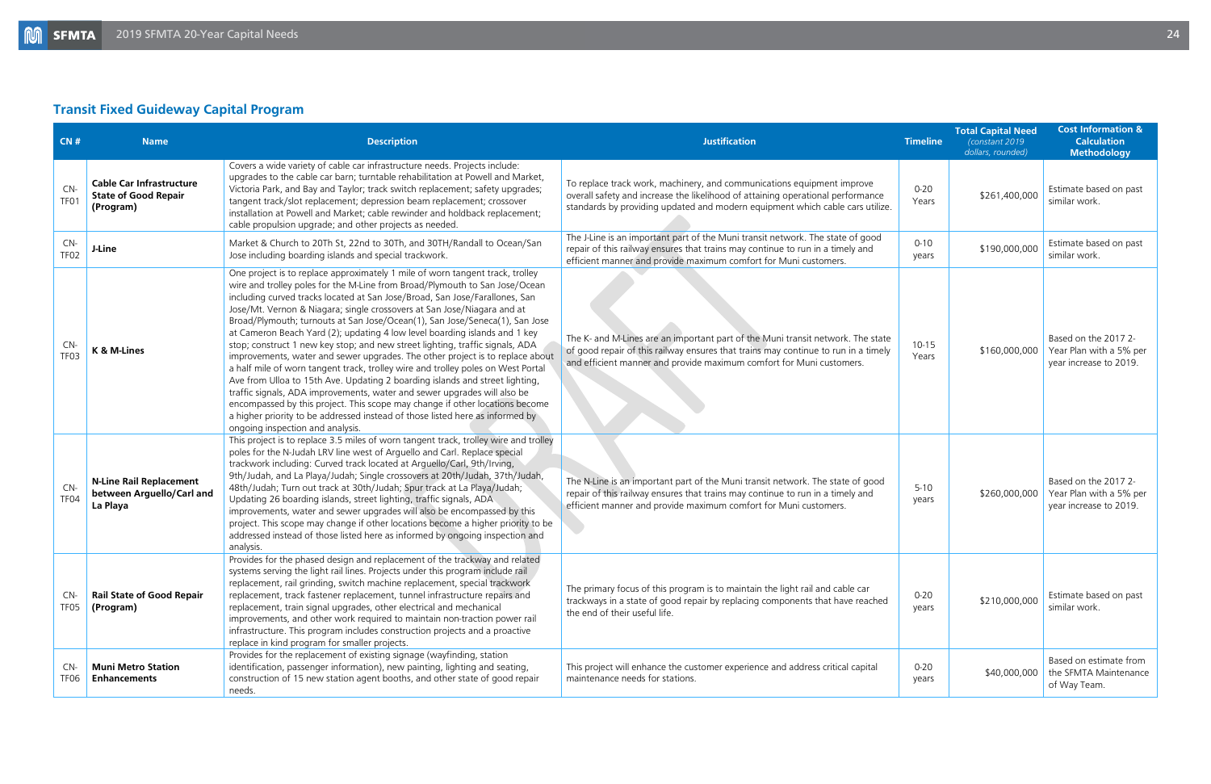## Transit Fixed Guideway Capital Program

| CN # | Name | Description | Justification | Timeline | Total Capital Need *(constant 2019 dollars, rounded)* | Cost Information & Calculation Methodology |
|---|---|---|---|---|---|---|
| CN-TF01 | **Cable Car Infrastructure State of Good Repair (Program)** | Covers a wide variety of cable car infrastructure needs. Projects include: upgrades to the cable car barn; turntable rehabilitation at Powell and Market, Victoria Park, and Bay and Taylor; track switch replacement; safety upgrades; tangent track/slot replacement; depression beam replacement; crossover installation at Powell and Market; cable rewinder and holdback replacement; cable propulsion upgrade; and other projects as needed. | To replace track work, machinery, and communications equipment improve overall safety and increase the likelihood of attaining operational performance standards by providing updated and modern equipment which cable cars utilize. | 0-20 Years | $261,400,000 | Estimate based on past similar work. |
| CN-TF02 | **J-Line** | Market & Church to 20Th St, 22nd to 30Th, and 30TH/Randall to Ocean/San Jose including boarding islands and special trackwork. | The J-Line is an important part of the Muni transit network. The state of good repair of this railway ensures that trains may continue to run in a timely and efficient manner and provide maximum comfort for Muni customers. | 0-10 years | $190,000,000 | Estimate based on past similar work. |
| CN-TF03 | **K & M-Lines** | One project is to replace approximately 1 mile of worn tangent track, trolley wire and trolley poles for the M-Line from Broad/Plymouth to San Jose/Ocean including curved tracks located at San Jose/Broad, San Jose/Farallones, San Jose/Mt. Vernon & Niagara; single crossovers at San Jose/Niagara and at Broad/Plymouth; turnouts at San Jose/Ocean(1), San Jose/Seneca(1), San Jose at Cameron Beach Yard (2); updating 4 low level boarding islands and 1 key stop; construct 1 new key stop; and new street lighting, traffic signals, ADA improvements, water and sewer upgrades. The other project is to replace about a half mile of worn tangent track, trolley wire and trolley poles on West Portal Ave from Ulloa to 15th Ave. Updating 2 boarding islands and street lighting, traffic signals, ADA improvements, water and sewer upgrades will also be encompassed by this project. This scope may change if other locations become a higher priority to be addressed instead of those listed here as informed by ongoing inspection and analysis. | The K- and M-Lines are an important part of the Muni transit network. The state of good repair of this railway ensures that trains may continue to run in a timely and efficient manner and provide maximum comfort for Muni customers. | 10-15 Years | $160,000,000 | Based on the 2017 2-Year Plan with a 5% per year increase to 2019. |
| CN-TF04 | **N-Line Rail Replacement between Arguello/Carl and La Playa** | This project is to replace 3.5 miles of worn tangent track, trolley wire and trolley poles for the N-Judah LRV line west of Arguello and Carl. Replace special trackwork including: Curved track located at Arguello/Carl, 9th/Irving, 9th/Judah, and La Playa/Judah; Single crossovers at 20th/Judah, 37th/Judah, 48th/Judah; Turn out track at 30th/Judah; Spur track at La Playa/Judah; Updating 26 boarding islands, street lighting, traffic signals, ADA improvements, water and sewer upgrades will also be encompassed by this project. This scope may change if other locations become a higher priority to be addressed instead of those listed here as informed by ongoing inspection and analysis. | The N-Line is an important part of the Muni transit network. The state of good repair of this railway ensures that trains may continue to run in a timely and efficient manner and provide maximum comfort for Muni customers. | 5-10 years | $260,000,000 | Based on the 2017 2-Year Plan with a 5% per year increase to 2019. |
| CN-TF05 | **Rail State of Good Repair (Program)** | Provides for the phased design and replacement of the trackway and related systems serving the light rail lines. Projects under this program include rail replacement, rail grinding, switch machine replacement, special trackwork replacement, track fastener replacement, tunnel infrastructure repairs and replacement, train signal upgrades, other electrical and mechanical improvements, and other work required to maintain non-traction power rail infrastructure. This program includes construction projects and a proactive replace in kind program for smaller projects. | The primary focus of this program is to maintain the light rail and cable car trackways in a state of good repair by replacing components that have reached the end of their useful life. | 0-20 years | $210,000,000 | Estimate based on past similar work. |
| CN-TF06 | **Muni Metro Station Enhancements** | Provides for the replacement of existing signage (wayfinding, station identification, passenger information), new painting, lighting and seating, construction of 15 new station agent booths, and other state of good repair needs. | This project will enhance the customer experience and address critical capital maintenance needs for stations. | 0-20 years | $40,000,000 | Based on estimate from the SFMTA Maintenance of Way Team. |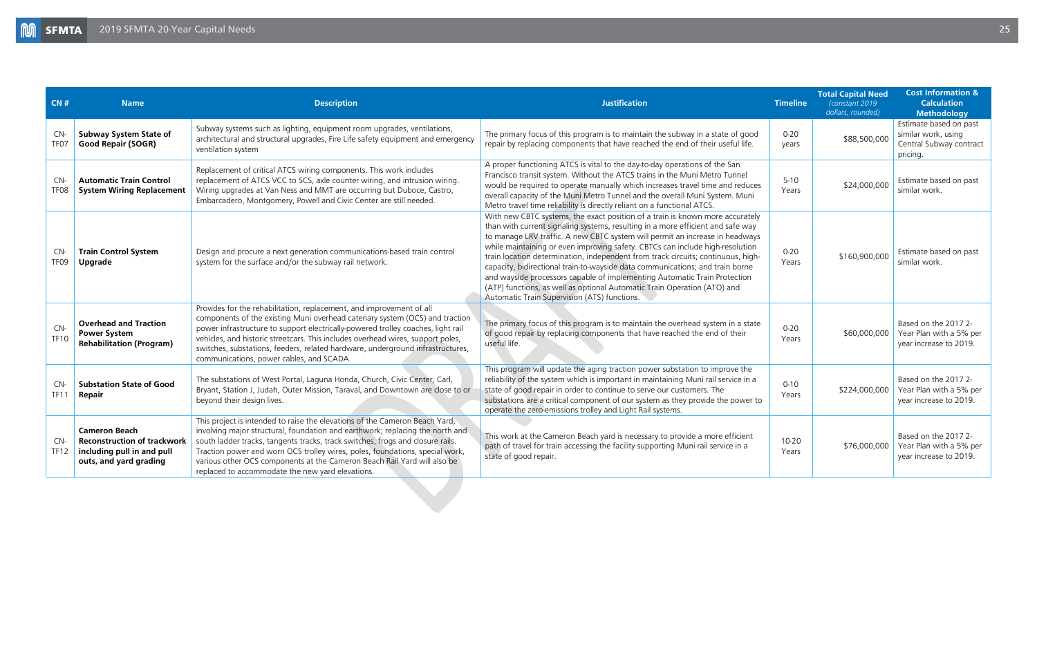| CN # | Name | Description | Justification | Timeline | Total Capital Need *(constant 2019 dollars, rounded)* | Cost Information & Calculation Methodology |
| --- | --- | --- | --- | --- | --- | --- |
| CN-TF07 | **Subway System State of Good Repair (SOGR)** | Subway systems such as lighting, equipment room upgrades, ventilations, architectural and structural upgrades, Fire Life safety equipment and emergency ventilation system | The primary focus of this program is to maintain the subway in a state of good repair by replacing components that have reached the end of their useful life. | 0-20 years | $88,500,000 | Estimate based on past similar work, using Central Subway contract pricing. |
| CN-TF08 | **Automatic Train Control System Wiring Replacement** | Replacement of critical ATCS wiring components. This work includes replacement of ATCS VCC to SCS, axle counter wiring, and intrusion wiring. Wiring upgrades at Van Ness and MMT are occurring but Duboce, Castro, Embarcadero, Montgomery, Powell and Civic Center are still needed. | A proper functioning ATCS is vital to the day-to-day operations of the San Francisco transit system. Without the ATCS trains in the Muni Metro Tunnel would be required to operate manually which increases travel time and reduces overall capacity of the Muni Metro Tunnel and the overall Muni System. Muni Metro travel time reliability is directly reliant on a functional ATCS. | 5-10 Years | $24,000,000 | Estimate based on past similar work. |
| CN-TF09 | **Train Control System Upgrade** | Design and procure a next generation communications-based train control system for the surface and/or the subway rail network. | With new CBTC systems, the exact position of a train is known more accurately than with current signaling systems, resulting in a more efficient and safe way to manage LRV traffic. A new CBTC system will permit an increase in headways while maintaining or even improving safety. CBTCs can include high-resolution train location determination, independent from track circuits; continuous, high-capacity, bidirectional train-to-wayside data communications; and train borne and wayside processors capable of implementing Automatic Train Protection (ATP) functions, as well as optional Automatic Train Operation (ATO) and Automatic Train Supervision (ATS) functions. | 0-20 Years | $160,900,000 | Estimate based on past similar work. |
| CN-TF10 | **Overhead and Traction Power System Rehabilitation (Program)** | Provides for the rehabilitation, replacement, and improvement of all components of the existing Muni overhead catenary system (OCS) and traction power infrastructure to support electrically-powered trolley coaches, light rail vehicles, and historic streetcars. This includes overhead wires, support poles, switches, substations, feeders, related hardware, underground infrastructures, communications, power cables, and SCADA. | The primary focus of this program is to maintain the overhead system in a state of good repair by replacing components that have reached the end of their useful life. | 0-20 Years | $60,000,000 | Based on the 2017 2-Year Plan with a 5% per year increase to 2019. |
| CN-TF11 | **Substation State of Good Repair** | The substations of West Portal, Laguna Honda, Church, Civic Center, Carl, Bryant, Station J, Judah, Outer Mission, Taraval, and Downtown are close to or beyond their design lives. | This program will update the aging traction power substation to improve the reliability of the system which is important in maintaining Muni rail service in a state of good repair in order to continue to serve our customers. The substations are a critical component of our system as they provide the power to operate the zero-emissions trolley and Light Rail systems. | 0-10 Years | $224,000,000 | Based on the 2017 2-Year Plan with a 5% per year increase to 2019. |
| CN-TF12 | **Cameron Beach Reconstruction of trackwork including pull in and pull outs, and yard grading** | This project is intended to raise the elevations of the Cameron Beach Yard, involving major structural, foundation and earthwork; replacing the north and south ladder tracks, tangents tracks, track switches, frogs and closure rails. Traction power and worn OCS trolley wires, poles, foundations, special work, various other OCS components at the Cameron Beach Rail Yard will also be replaced to accommodate the new yard elevations. | This work at the Cameron Beach yard is necessary to provide a more efficient path of travel for train accessing the facility supporting Muni rail service in a state of good repair. | 10-20 Years | $76,000,000 | Based on the 2017 2-Year Plan with a 5% per year increase to 2019. |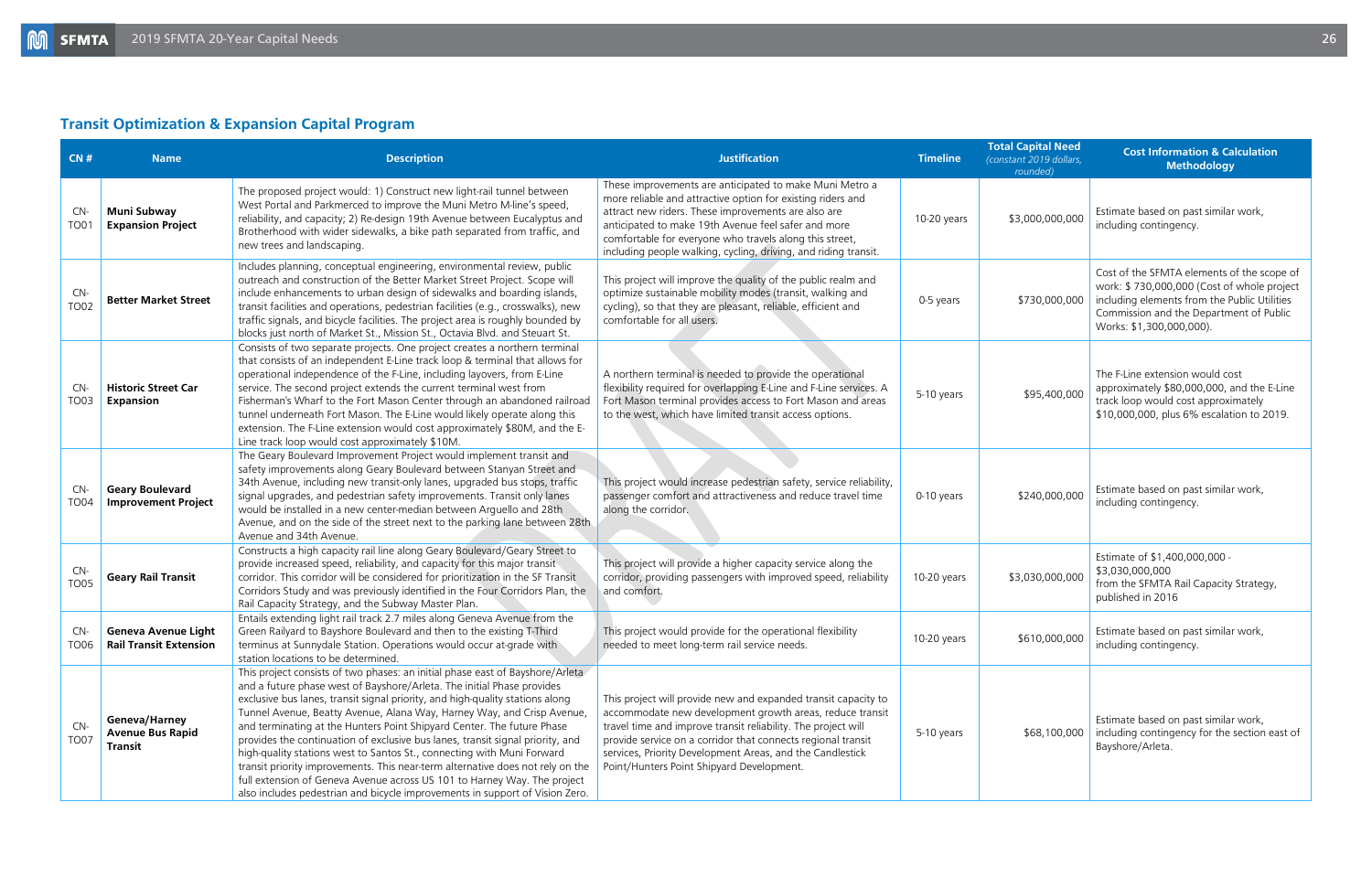## Transit Optimization & Expansion Capital Program

| CN # | Name | Description | Justification | Timeline | Total Capital Need (constant 2019 dollars, rounded) | Cost Information & Calculation Methodology |
|---|---|---|---|---|---|---|
| CN-TO01 | **Muni Subway Expansion Project** | The proposed project would: 1) Construct new light-rail tunnel between West Portal and Parkmerced to improve the Muni Metro M-line's speed, reliability, and capacity; 2) Re-design 19th Avenue between Eucalyptus and Brotherhood with wider sidewalks, a bike path separated from traffic, and new trees and landscaping. | These improvements are anticipated to make Muni Metro a more reliable and attractive option for existing riders and attract new riders. These improvements are also are anticipated to make 19th Avenue feel safer and more comfortable for everyone who travels along this street, including people walking, cycling, driving, and riding transit. | 10-20 years | $3,000,000,000 | Estimate based on past similar work, including contingency. |
| CN-TO02 | **Better Market Street** | Includes planning, conceptual engineering, environmental review, public outreach and construction of the Better Market Street Project. Scope will include enhancements to urban design of sidewalks and boarding islands, transit facilities and operations, pedestrian facilities (e.g., crosswalks), new traffic signals, and bicycle facilities. The project area is roughly bounded by blocks just north of Market St., Mission St., Octavia Blvd. and Steuart St. | This project will improve the quality of the public realm and optimize sustainable mobility modes (transit, walking and cycling), so that they are pleasant, reliable, efficient and comfortable for all users. | 0-5 years | $730,000,000 | Cost of the SFMTA elements of the scope of work: $ 730,000,000 (Cost of whole project including elements from the Public Utilities Commission and the Department of Public Works: $1,300,000,000). |
| CN-TO03 | **Historic Street Car Expansion** | Consists of two separate projects. One project creates a northern terminal that consists of an independent E-Line track loop & terminal that allows for operational independence of the F-Line, including layovers, from E-Line service. The second project extends the current terminal west from Fisherman's Wharf to the Fort Mason Center through an abandoned railroad tunnel underneath Fort Mason. The E-Line would likely operate along this extension. The F-Line extension would cost approximately $80M, and the E-Line track loop would cost approximately $10M. | A northern terminal is needed to provide the operational flexibility required for overlapping E-Line and F-Line services. A Fort Mason terminal provides access to Fort Mason and areas to the west, which have limited transit access options. | 5-10 years | $95,400,000 | The F-Line extension would cost approximately $80,000,000, and the E-Line track loop would cost approximately $10,000,000, plus 6% escalation to 2019. |
| CN-TO04 | **Geary Boulevard Improvement Project** | The Geary Boulevard Improvement Project would implement transit and safety improvements along Geary Boulevard between Stanyan Street and 34th Avenue, including new transit-only lanes, upgraded bus stops, traffic signal upgrades, and pedestrian safety improvements. Transit only lanes would be installed in a new center-median between Arguello and 28th Avenue, and on the side of the street next to the parking lane between 28th Avenue and 34th Avenue. | This project would increase pedestrian safety, service reliability, passenger comfort and attractiveness and reduce travel time along the corridor. | 0-10 years | $240,000,000 | Estimate based on past similar work, including contingency. |
| CN-TO05 | **Geary Rail Transit** | Constructs a high capacity rail line along Geary Boulevard/Geary Street to provide increased speed, reliability, and capacity for this major transit corridor. This corridor will be considered for prioritization in the SF Transit Corridors Study and was previously identified in the Four Corridors Plan, the Rail Capacity Strategy, and the Subway Master Plan. | This project will provide a higher capacity service along the corridor, providing passengers with improved speed, reliability and comfort. | 10-20 years | $3,030,000,000 | Estimate of $1,400,000,000 - $3,030,000,000 from the SFMTA Rail Capacity Strategy, published in 2016 |
| CN-TO06 | **Geneva Avenue Light Rail Transit Extension** | Entails extending light rail track 2.7 miles along Geneva Avenue from the Green Railyard to Bayshore Boulevard and then to the existing T-Third terminus at Sunnydale Station. Operations would occur at-grade with station locations to be determined. | This project would provide for the operational flexibility needed to meet long-term rail service needs. | 10-20 years | $610,000,000 | Estimate based on past similar work, including contingency. |
| CN-TO07 | **Geneva/Harney Avenue Bus Rapid Transit** | This project consists of two phases: an initial phase east of Bayshore/Arleta and a future phase west of Bayshore/Arleta. The initial Phase provides exclusive bus lanes, transit signal priority, and high-quality stations along Tunnel Avenue, Beatty Avenue, Alana Way, Harney Way, and Crisp Avenue, and terminating at the Hunters Point Shipyard Center. The future Phase provides the continuation of exclusive bus lanes, transit signal priority, and high-quality stations west to Santos St., connecting with Muni Forward transit priority improvements. This near-term alternative does not rely on the full extension of Geneva Avenue across US 101 to Harney Way. The project also includes pedestrian and bicycle improvements in support of Vision Zero. | This project will provide new and expanded transit capacity to accommodate new development growth areas, reduce transit travel time and improve transit reliability. The project will provide service on a corridor that connects regional transit services, Priority Development Areas, and the Candlestick Point/Hunters Point Shipyard Development. | 5-10 years | $68,100,000 | Estimate based on past similar work, including contingency for the section east of Bayshore/Arleta. |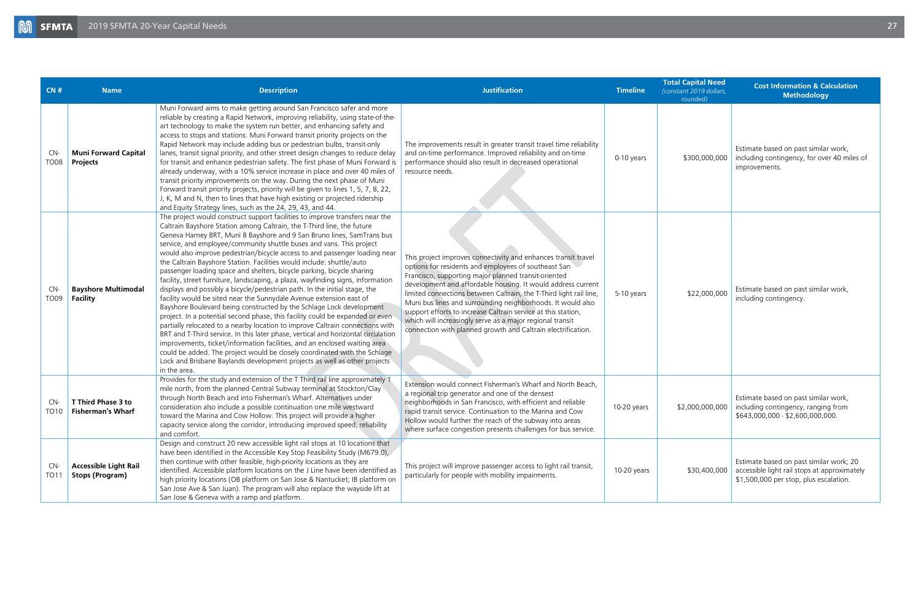| CN # | Name | Description | Justification | Timeline | Total Capital Need *(constant 2019 dollars, rounded)* | Cost Information & Calculation Methodology |
|---|---|---|---|---|---|---|
| CN-TO08 | **Muni Forward Capital Projects** | Muni Forward aims to make getting around San Francisco safer and more reliable by creating a Rapid Network, improving reliability, using state-of-the-art technology to make the system run better, and enhancing safety and access to stops and stations. Muni Forward transit priority projects on the Rapid Network may include adding bus or pedestrian bulbs, transit-only lanes, transit signal priority, and other street design changes to reduce delay for transit and enhance pedestrian safety. The first phase of Muni Forward is already underway, with a 10% service increase in place and over 40 miles of transit priority improvements on the way. During the next phase of Muni Forward transit priority projects, priority will be given to lines 1, 5, 7, 8, 22, J, K, M and N, then to lines that have high existing or projected ridership and Equity Strategy lines, such as the 24, 29, 43, and 44. | The improvements result in greater transit travel time reliability and on-time performance. Improved reliability and on-time performance should also result in decreased operational resource needs. | 0-10 years | $300,000,000 | Estimate based on past similar work, including contingency, for over 40 miles of improvements. |
| CN-TO09 | **Bayshore Multimodal Facility** | The project would construct support facilities to improve transfers near the Caltrain Bayshore Station among Caltrain, the T-Third line, the future Geneva Harney BRT, Muni 8 Bayshore and 9 San Bruno lines, SamTrans bus service, and employee/community shuttle buses and vans. This project would also improve pedestrian/bicycle access to and passenger loading near the Caltrain Bayshore Station. Facilities would include: shuttle/auto passenger loading space and shelters, bicycle parking, bicycle sharing facility, street furniture, landscaping, a plaza, wayfinding signs, information displays and possibly a bicycle/pedestrian path. In the initial stage, the facility would be sited near the Sunnydale Avenue extension east of Bayshore Boulevard being constructed by the Schlage Lock development project. In a potential second phase, this facility could be expanded or even partially relocated to a nearby location to improve Caltrain connections with BRT and T-Third service. In this later phase, vertical and horizontal circulation improvements, ticket/information facilities, and an enclosed waiting area could be added. The project would be closely coordinated with the Schlage Lock and Brisbane Baylands development projects as well as other projects in the area. | This project improves connectivity and enhances transit travel options for residents and employees of southeast San Francisco, supporting major planned transit-oriented development and affordable housing. It would address current limited connections between Caltrain, the T-Third light rail line, Muni bus lines and surrounding neighborhoods. It would also support efforts to increase Caltrain service at this station, which will increasingly serve as a major regional transit connection with planned growth and Caltrain electrification. | 5-10 years | $22,000,000 | Estimate based on past similar work, including contingency. |
| CN-TO10 | **T Third Phase 3 to Fisherman's Wharf** | Provides for the study and extension of the T Third rail line approximately 1 mile north, from the planned Central Subway terminal at Stockton/Clay through North Beach and into Fisherman's Wharf. Alternatives under consideration also include a possible continuation one mile westward toward the Marina and Cow Hollow. This project will provide a higher capacity service along the corridor, introducing improved speed, reliability and comfort. | Extension would connect Fisherman's Wharf and North Beach, a regional trip generator and one of the densest neighborhoods in San Francisco, with efficient and reliable rapid transit service. Continuation to the Marina and Cow Hollow would further the reach of the subway into areas where surface congestion presents challenges for bus service. | 10-20 years | $2,000,000,000 | Estimate based on past similar work, including contingency, ranging from $643,000,000 - $2,600,000,000. |
| CN-TO11 | **Accessible Light Rail Stops (Program)** | Design and construct 20 new accessible light rail stops at 10 locations that have been identified in the Accessible Key Stop Feasibility Study (M679.0), then continue with other feasible, high-priority locations as they are identified. Accessible platform locations on the J Line have been identified as high priority locations (OB platform on San Jose & Nantucket; IB platform on San Jose Ave & San Juan). The program will also replace the wayside lift at San Jose & Geneva with a ramp and platform. | This project will improve passenger access to light rail transit, particularly for people with mobility impairments. | 10-20 years | $30,400,000 | Estimate based on past similar work; 20 accessible light rail stops at approximately $1,500,000 per stop, plus escalation. |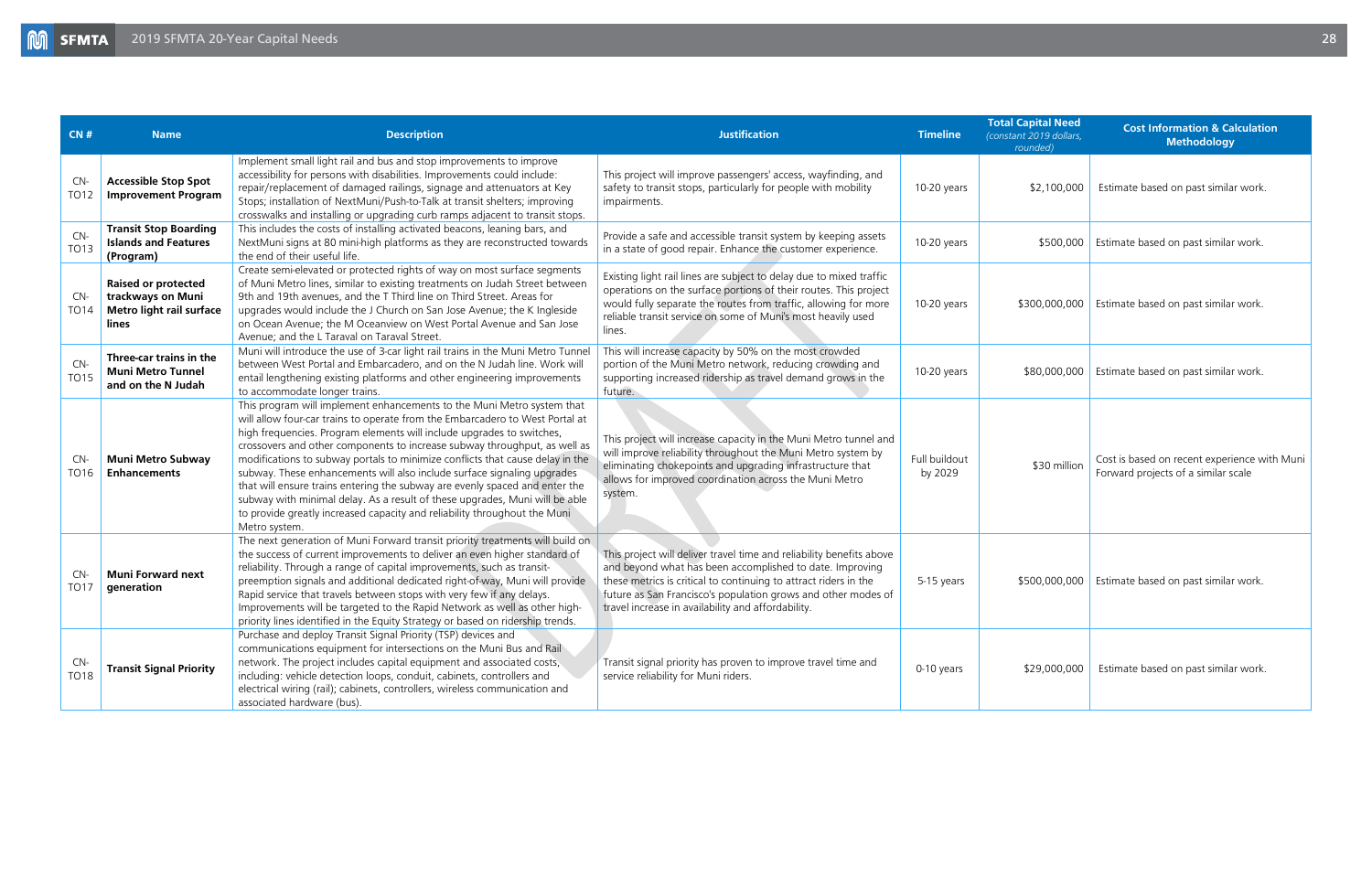| CN # | Name | Description | Justification | Timeline | Total Capital Need (constant 2019 dollars, rounded) | Cost Information & Calculation Methodology |
|---|---|---|---|---|---|---|
| CN-TO12 | **Accessible Stop Spot Improvement Program** | Implement small light rail and bus and stop improvements to improve accessibility for persons with disabilities. Improvements could include: repair/replacement of damaged railings, signage and attenuators at Key Stops; installation of NextMuni/Push-to-Talk at transit shelters; improving crosswalks and installing or upgrading curb ramps adjacent to transit stops. | This project will improve passengers' access, wayfinding, and safety to transit stops, particularly for people with mobility impairments. | 10-20 years | $2,100,000 | Estimate based on past similar work. |
| CN-TO13 | **Transit Stop Boarding Islands and Features (Program)** | This includes the costs of installing activated beacons, leaning bars, and NextMuni signs at 80 mini-high platforms as they are reconstructed towards the end of their useful life. | Provide a safe and accessible transit system by keeping assets in a state of good repair. Enhance the customer experience. | 10-20 years | $500,000 | Estimate based on past similar work. |
| CN-TO14 | **Raised or protected trackways on Muni Metro light rail surface lines** | Create semi-elevated or protected rights of way on most surface segments of Muni Metro lines, similar to existing treatments on Judah Street between 9th and 19th avenues, and the T Third line on Third Street. Areas for upgrades would include the J Church on San Jose Avenue; the K Ingleside on Ocean Avenue; the M Oceanview on West Portal Avenue and San Jose Avenue; and the L Taraval on Taraval Street. | Existing light rail lines are subject to delay due to mixed traffic operations on the surface portions of their routes. This project would fully separate the routes from traffic, allowing for more reliable transit service on some of Muni's most heavily used lines. | 10-20 years | $300,000,000 | Estimate based on past similar work. |
| CN-TO15 | **Three-car trains in the Muni Metro Tunnel and on the N Judah** | Muni will introduce the use of 3-car light rail trains in the Muni Metro Tunnel between West Portal and Embarcadero, and on the N Judah line. Work will entail lengthening existing platforms and other engineering improvements to accommodate longer trains. | This will increase capacity by 50% on the most crowded portion of the Muni Metro network, reducing crowding and supporting increased ridership as travel demand grows in the future. | 10-20 years | $80,000,000 | Estimate based on past similar work. |
| CN-TO16 | **Muni Metro Subway Enhancements** | This program will implement enhancements to the Muni Metro system that will allow four-car trains to operate from the Embarcadero to West Portal at high frequencies. Program elements will include upgrades to switches, crossovers and other components to increase subway throughput, as well as modifications to subway portals to minimize conflicts that cause delay in the subway. These enhancements will also include surface signaling upgrades that will ensure trains entering the subway are evenly spaced and enter the subway with minimal delay. As a result of these upgrades, Muni will be able to provide greatly increased capacity and reliability throughout the Muni Metro system. | This project will increase capacity in the Muni Metro tunnel and will improve reliability throughout the Muni Metro system by eliminating chokepoints and upgrading infrastructure that allows for improved coordination across the Muni Metro system. | Full buildout by 2029 | $30 million | Cost is based on recent experience with Muni Forward projects of a similar scale |
| CN-TO17 | **Muni Forward next generation** | The next generation of Muni Forward transit priority treatments will build on the success of current improvements to deliver an even higher standard of reliability. Through a range of capital improvements, such as transit-preemption signals and additional dedicated right-of-way, Muni will provide Rapid service that travels between stops with very few if any delays. Improvements will be targeted to the Rapid Network as well as other high-priority lines identified in the Equity Strategy or based on ridership trends. | This project will deliver travel time and reliability benefits above and beyond what has been accomplished to date. Improving these metrics is critical to continuing to attract riders in the future as San Francisco's population grows and other modes of travel increase in availability and affordability. | 5-15 years | $500,000,000 | Estimate based on past similar work. |
| CN-TO18 | **Transit Signal Priority** | Purchase and deploy Transit Signal Priority (TSP) devices and communications equipment for intersections on the Muni Bus and Rail network. The project includes capital equipment and associated costs, including: vehicle detection loops, conduit, cabinets, controllers and electrical wiring (rail); cabinets, controllers, wireless communication and associated hardware (bus). | Transit signal priority has proven to improve travel time and service reliability for Muni riders. | 0-10 years | $29,000,000 | Estimate based on past similar work. |